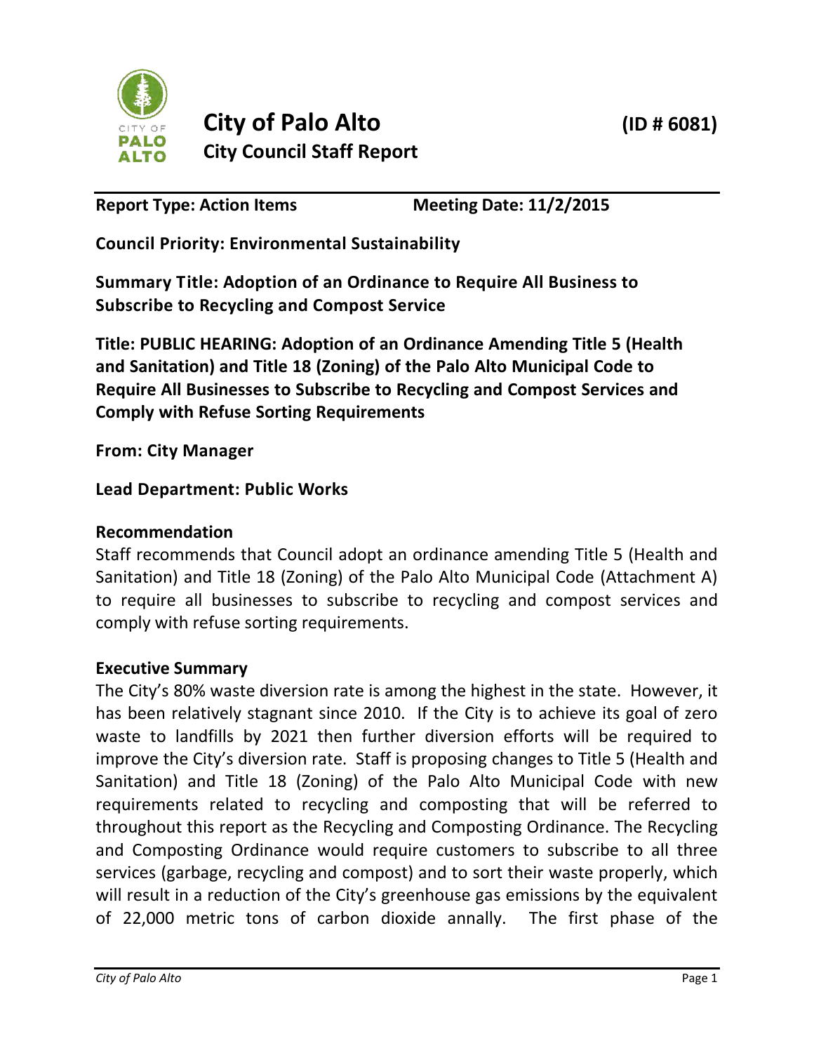# City of Palo Alto

## City Council Staff Report

**(ID # 6081)**

**Report Type: Action Items** **Meeting Date: 11/2/2015**

**Council Priority: Environmental Sustainability**

**Summary Title: Adoption of an Ordinance to Require All Business to Subscribe to Recycling and Compost Service**

**Title: PUBLIC HEARING: Adoption of an Ordinance Amending Title 5 (Health and Sanitation) and Title 18 (Zoning) of the Palo Alto Municipal Code to Require All Businesses to Subscribe to Recycling and Compost Services and Comply with Refuse Sorting Requirements**

**From: City Manager**

**Lead Department: Public Works**

### Recommendation

Staff recommends that Council adopt an ordinance amending Title 5 (Health and Sanitation) and Title 18 (Zoning) of the Palo Alto Municipal Code (Attachment A) to require all businesses to subscribe to recycling and compost services and comply with refuse sorting requirements.

### Executive Summary

The City's 80% waste diversion rate is among the highest in the state. However, it has been relatively stagnant since 2010. If the City is to achieve its goal of zero waste to landfills by 2021 then further diversion efforts will be required to improve the City's diversion rate. Staff is proposing changes to Title 5 (Health and Sanitation) and Title 18 (Zoning) of the Palo Alto Municipal Code with new requirements related to recycling and composting that will be referred to throughout this report as the Recycling and Composting Ordinance. The Recycling and Composting Ordinance would require customers to subscribe to all three services (garbage, recycling and compost) and to sort their waste properly, which will result in a reduction of the City's greenhouse gas emissions by the equivalent of 22,000 metric tons of carbon dioxide annally. The first phase of the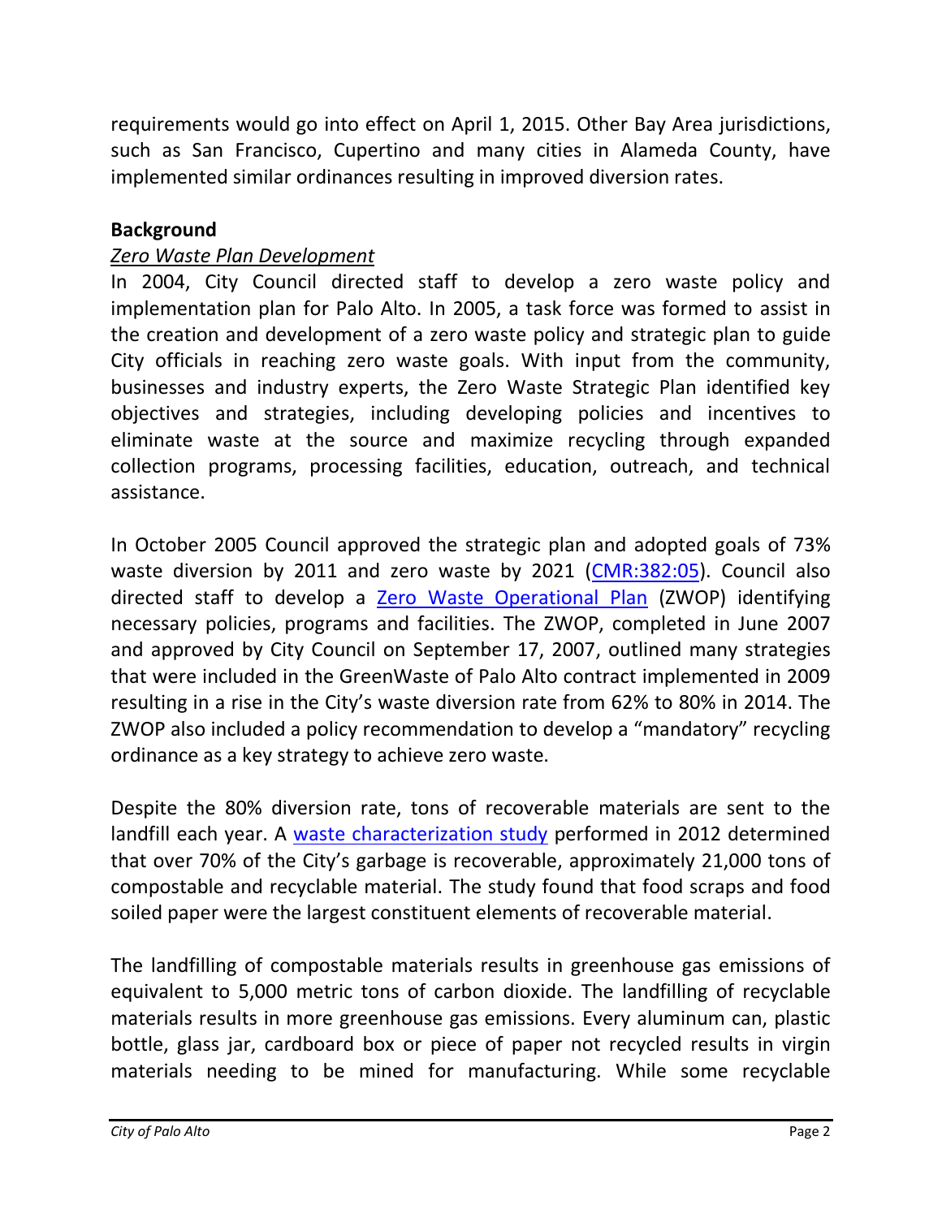requirements would go into effect on April 1, 2015. Other Bay Area jurisdictions, such as San Francisco, Cupertino and many cities in Alameda County, have implemented similar ordinances resulting in improved diversion rates.

## Background

### *Zero Waste Plan Development*

In 2004, City Council directed staff to develop a zero waste policy and implementation plan for Palo Alto. In 2005, a task force was formed to assist in the creation and development of a zero waste policy and strategic plan to guide City officials in reaching zero waste goals. With input from the community, businesses and industry experts, the Zero Waste Strategic Plan identified key objectives and strategies, including developing policies and incentives to eliminate waste at the source and maximize recycling through expanded collection programs, processing facilities, education, outreach, and technical assistance.

In October 2005 Council approved the strategic plan and adopted goals of 73% waste diversion by 2011 and zero waste by 2021 (CMR:382:05). Council also directed staff to develop a Zero Waste Operational Plan (ZWOP) identifying necessary policies, programs and facilities. The ZWOP, completed in June 2007 and approved by City Council on September 17, 2007, outlined many strategies that were included in the GreenWaste of Palo Alto contract implemented in 2009 resulting in a rise in the City's waste diversion rate from 62% to 80% in 2014. The ZWOP also included a policy recommendation to develop a "mandatory" recycling ordinance as a key strategy to achieve zero waste.

Despite the 80% diversion rate, tons of recoverable materials are sent to the landfill each year. A waste characterization study performed in 2012 determined that over 70% of the City's garbage is recoverable, approximately 21,000 tons of compostable and recyclable material. The study found that food scraps and food soiled paper were the largest constituent elements of recoverable material.

The landfilling of compostable materials results in greenhouse gas emissions of equivalent to 5,000 metric tons of carbon dioxide. The landfilling of recyclable materials results in more greenhouse gas emissions. Every aluminum can, plastic bottle, glass jar, cardboard box or piece of paper not recycled results in virgin materials needing to be mined for manufacturing. While some recyclable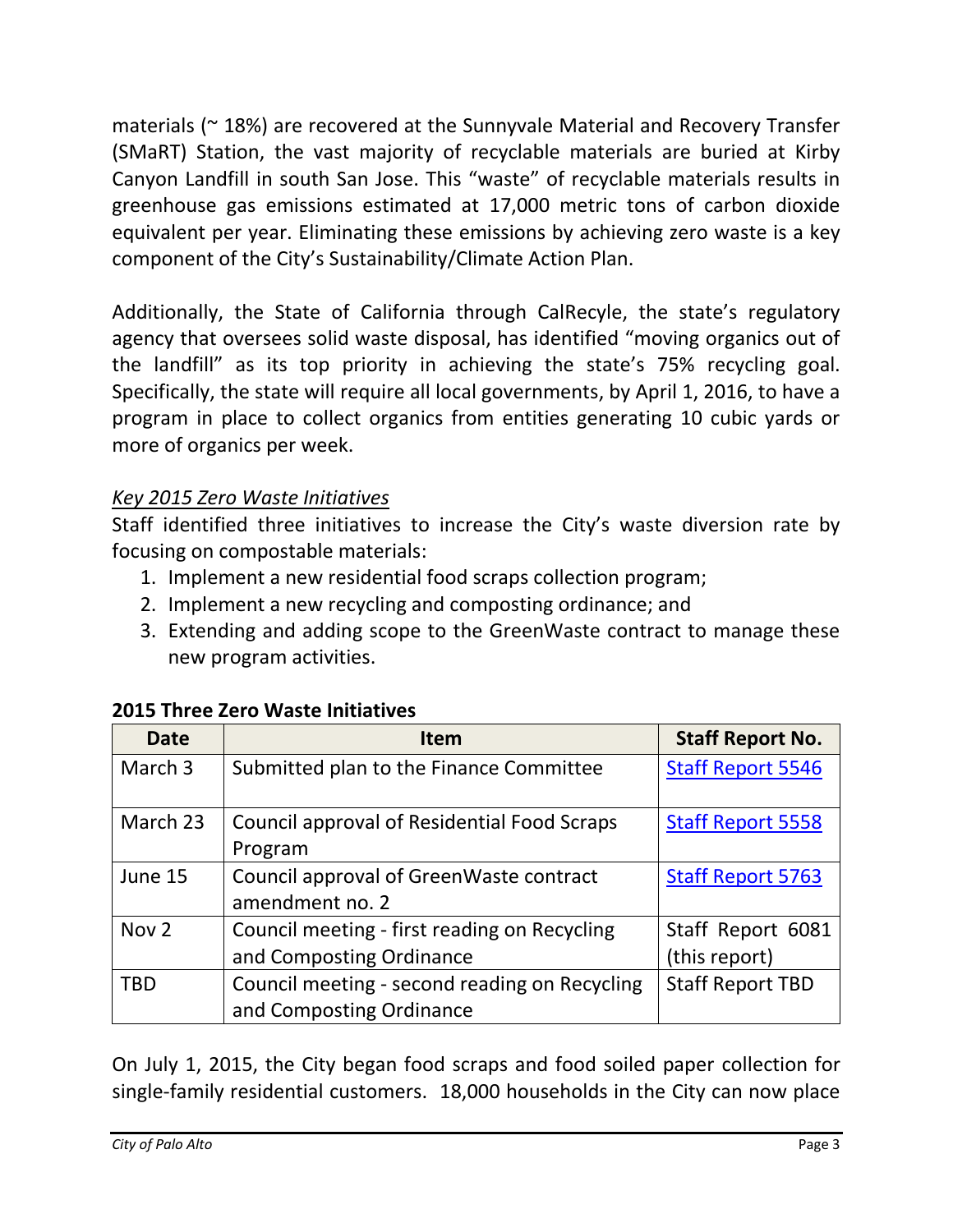materials (~ 18%) are recovered at the Sunnyvale Material and Recovery Transfer (SMaRT) Station, the vast majority of recyclable materials are buried at Kirby Canyon Landfill in south San Jose. This "waste" of recyclable materials results in greenhouse gas emissions estimated at 17,000 metric tons of carbon dioxide equivalent per year. Eliminating these emissions by achieving zero waste is a key component of the City's Sustainability/Climate Action Plan.

Additionally, the State of California through CalRecyle, the state's regulatory agency that oversees solid waste disposal, has identified "moving organics out of the landfill" as its top priority in achieving the state's 75% recycling goal. Specifically, the state will require all local governments, by April 1, 2016, to have a program in place to collect organics from entities generating 10 cubic yards or more of organics per week.

*Key 2015 Zero Waste Initiatives*

Staff identified three initiatives to increase the City's waste diversion rate by focusing on compostable materials:

1. Implement a new residential food scraps collection program;
2. Implement a new recycling and composting ordinance; and
3. Extending and adding scope to the GreenWaste contract to manage these new program activities.

**2015 Three Zero Waste Initiatives**

| Date | Item | Staff Report No. |
|---|---|---|
| March 3 | Submitted plan to the Finance Committee | Staff Report 5546 |
| March 23 | Council approval of Residential Food Scraps Program | Staff Report 5558 |
| June 15 | Council approval of GreenWaste contract amendment no. 2 | Staff Report 5763 |
| Nov 2 | Council meeting - first reading on Recycling and Composting Ordinance | Staff Report 6081 (this report) |
| TBD | Council meeting - second reading on Recycling and Composting Ordinance | Staff Report TBD |

On July 1, 2015, the City began food scraps and food soiled paper collection for single-family residential customers. 18,000 households in the City can now place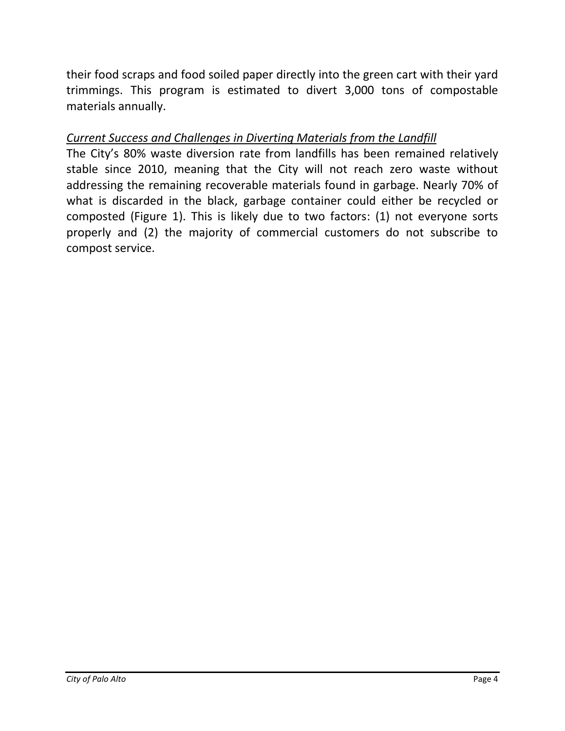their food scraps and food soiled paper directly into the green cart with their yard trimmings. This program is estimated to divert 3,000 tons of compostable materials annually.

*Current Success and Challenges in Diverting Materials from the Landfill*

The City's 80% waste diversion rate from landfills has been remained relatively stable since 2010, meaning that the City will not reach zero waste without addressing the remaining recoverable materials found in garbage. Nearly 70% of what is discarded in the black, garbage container could either be recycled or composted (Figure 1). This is likely due to two factors: (1) not everyone sorts properly and (2) the majority of commercial customers do not subscribe to compost service.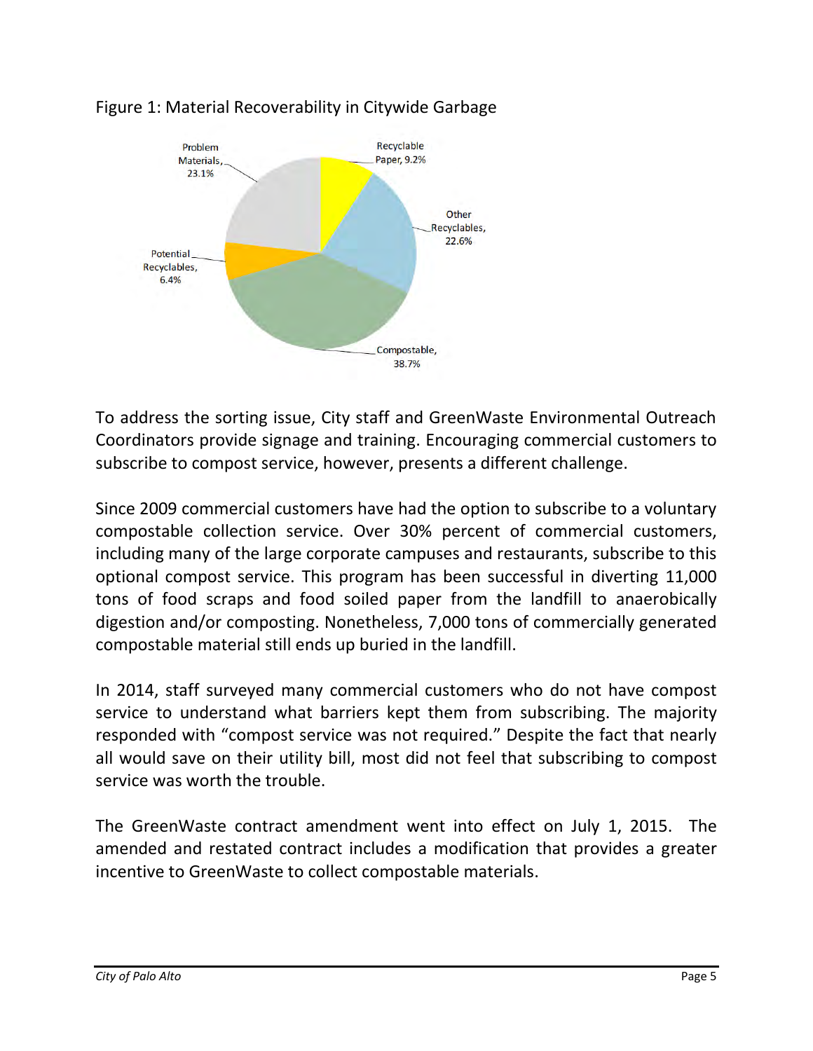Figure 1: Material Recoverability in Citywide Garbage

Problem Materials, 23.1%

Recyclable Paper, 9.2%

Other Recyclables, 22.6%

Potential Recyclables, 6.4%

Compostable, 38.7%

To address the sorting issue, City staff and GreenWaste Environmental Outreach Coordinators provide signage and training. Encouraging commercial customers to subscribe to compost service, however, presents a different challenge.

Since 2009 commercial customers have had the option to subscribe to a voluntary compostable collection service. Over 30% percent of commercial customers, including many of the large corporate campuses and restaurants, subscribe to this optional compost service. This program has been successful in diverting 11,000 tons of food scraps and food soiled paper from the landfill to anaerobically digestion and/or composting. Nonetheless, 7,000 tons of commercially generated compostable material still ends up buried in the landfill.

In 2014, staff surveyed many commercial customers who do not have compost service to understand what barriers kept them from subscribing. The majority responded with "compost service was not required." Despite the fact that nearly all would save on their utility bill, most did not feel that subscribing to compost service was worth the trouble.

The GreenWaste contract amendment went into effect on July 1, 2015. The amended and restated contract includes a modification that provides a greater incentive to GreenWaste to collect compostable materials.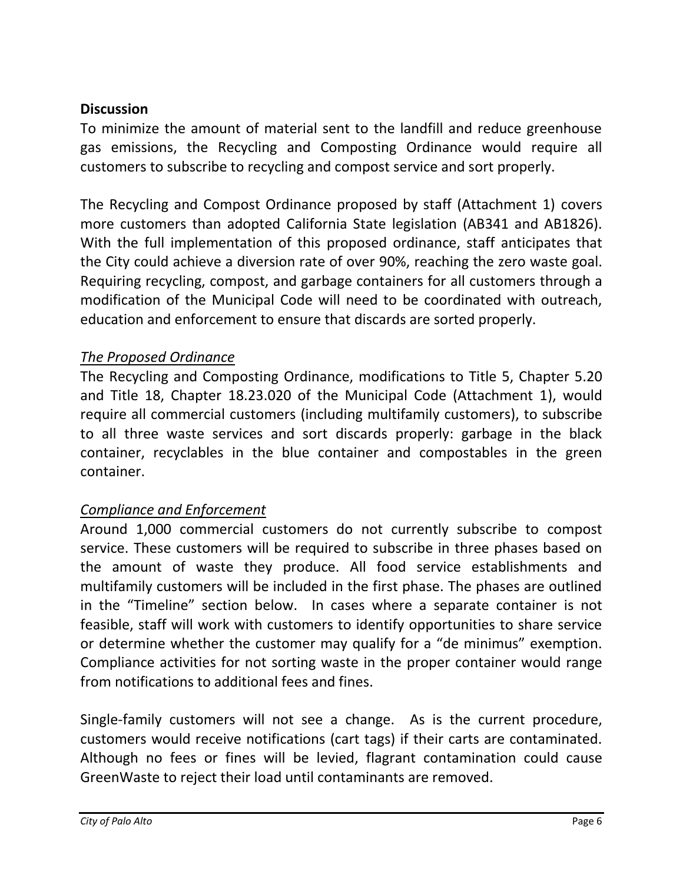**Discussion**

To minimize the amount of material sent to the landfill and reduce greenhouse gas emissions, the Recycling and Composting Ordinance would require all customers to subscribe to recycling and compost service and sort properly.

The Recycling and Compost Ordinance proposed by staff (Attachment 1) covers more customers than adopted California State legislation (AB341 and AB1826). With the full implementation of this proposed ordinance, staff anticipates that the City could achieve a diversion rate of over 90%, reaching the zero waste goal. Requiring recycling, compost, and garbage containers for all customers through a modification of the Municipal Code will need to be coordinated with outreach, education and enforcement to ensure that discards are sorted properly.

*The Proposed Ordinance*

The Recycling and Composting Ordinance, modifications to Title 5, Chapter 5.20 and Title 18, Chapter 18.23.020 of the Municipal Code (Attachment 1), would require all commercial customers (including multifamily customers), to subscribe to all three waste services and sort discards properly: garbage in the black container, recyclables in the blue container and compostables in the green container.

*Compliance and Enforcement*

Around 1,000 commercial customers do not currently subscribe to compost service. These customers will be required to subscribe in three phases based on the amount of waste they produce. All food service establishments and multifamily customers will be included in the first phase. The phases are outlined in the "Timeline" section below. In cases where a separate container is not feasible, staff will work with customers to identify opportunities to share service or determine whether the customer may qualify for a "de minimus" exemption. Compliance activities for not sorting waste in the proper container would range from notifications to additional fees and fines.

Single-family customers will not see a change. As is the current procedure, customers would receive notifications (cart tags) if their carts are contaminated. Although no fees or fines will be levied, flagrant contamination could cause GreenWaste to reject their load until contaminants are removed.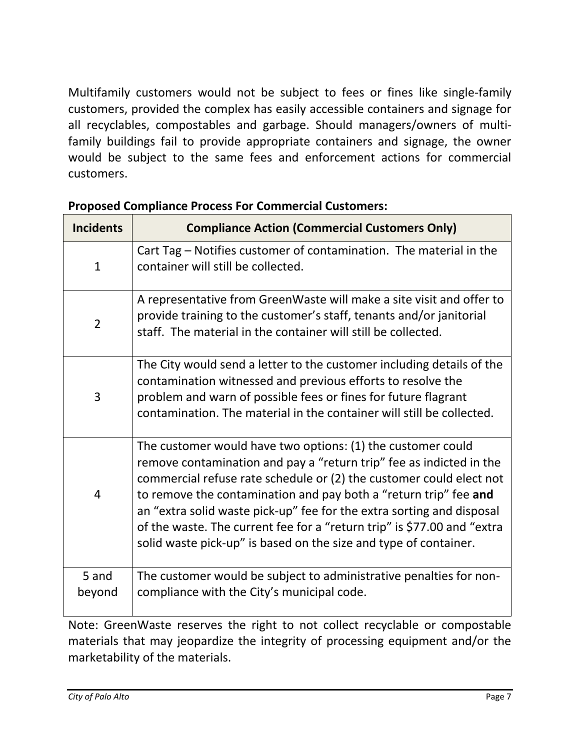Multifamily customers would not be subject to fees or fines like single-family customers, provided the complex has easily accessible containers and signage for all recyclables, compostables and garbage. Should managers/owners of multi-family buildings fail to provide appropriate containers and signage, the owner would be subject to the same fees and enforcement actions for commercial customers.

**Proposed Compliance Process For Commercial Customers:**

| Incidents | Compliance Action (Commercial Customers Only) |
|---|---|
| 1 | Cart Tag – Notifies customer of contamination. The material in the container will still be collected. |
| 2 | A representative from GreenWaste will make a site visit and offer to provide training to the customer's staff, tenants and/or janitorial staff. The material in the container will still be collected. |
| 3 | The City would send a letter to the customer including details of the contamination witnessed and previous efforts to resolve the problem and warn of possible fees or fines for future flagrant contamination. The material in the container will still be collected. |
| 4 | The customer would have two options: (1) the customer could remove contamination and pay a "return trip" fee as indicted in the commercial refuse rate schedule or (2) the customer could elect not to remove the contamination and pay both a "return trip" fee **and** an "extra solid waste pick-up" fee for the extra sorting and disposal of the waste. The current fee for a "return trip" is $77.00 and "extra solid waste pick-up" is based on the size and type of container. |
| 5 and beyond | The customer would be subject to administrative penalties for non-compliance with the City's municipal code. |

Note: GreenWaste reserves the right to not collect recyclable or compostable materials that may jeopardize the integrity of processing equipment and/or the marketability of the materials.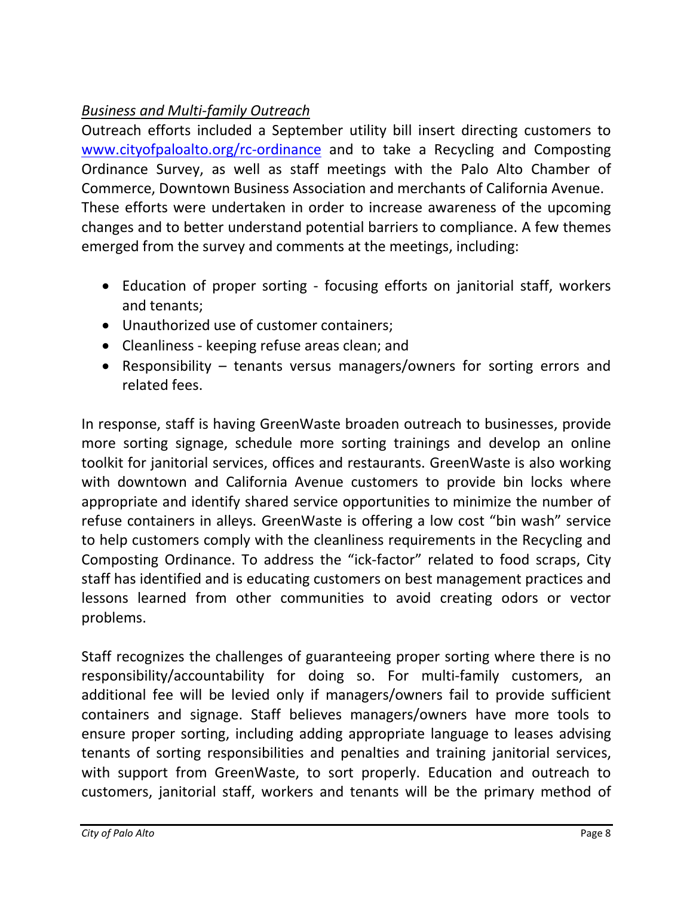*Business and Multi-family Outreach*

Outreach efforts included a September utility bill insert directing customers to [www.cityofpaloalto.org/rc-ordinance](www.cityofpaloalto.org/rc-ordinance) and to take a Recycling and Composting Ordinance Survey, as well as staff meetings with the Palo Alto Chamber of Commerce, Downtown Business Association and merchants of California Avenue. These efforts were undertaken in order to increase awareness of the upcoming changes and to better understand potential barriers to compliance. A few themes emerged from the survey and comments at the meetings, including:

- Education of proper sorting - focusing efforts on janitorial staff, workers and tenants;
- Unauthorized use of customer containers;
- Cleanliness - keeping refuse areas clean; and
- Responsibility – tenants versus managers/owners for sorting errors and related fees.

In response, staff is having GreenWaste broaden outreach to businesses, provide more sorting signage, schedule more sorting trainings and develop an online toolkit for janitorial services, offices and restaurants. GreenWaste is also working with downtown and California Avenue customers to provide bin locks where appropriate and identify shared service opportunities to minimize the number of refuse containers in alleys. GreenWaste is offering a low cost "bin wash" service to help customers comply with the cleanliness requirements in the Recycling and Composting Ordinance. To address the "ick-factor" related to food scraps, City staff has identified and is educating customers on best management practices and lessons learned from other communities to avoid creating odors or vector problems.

Staff recognizes the challenges of guaranteeing proper sorting where there is no responsibility/accountability for doing so. For multi-family customers, an additional fee will be levied only if managers/owners fail to provide sufficient containers and signage. Staff believes managers/owners have more tools to ensure proper sorting, including adding appropriate language to leases advising tenants of sorting responsibilities and penalties and training janitorial services, with support from GreenWaste, to sort properly. Education and outreach to customers, janitorial staff, workers and tenants will be the primary method of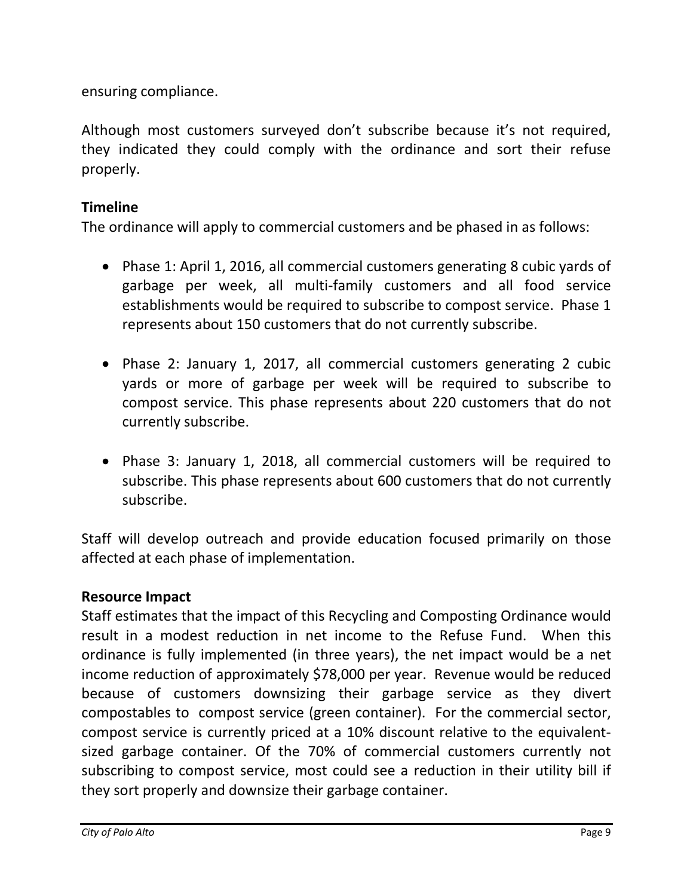ensuring compliance.

Although most customers surveyed don't subscribe because it's not required, they indicated they could comply with the ordinance and sort their refuse properly.

**Timeline**

The ordinance will apply to commercial customers and be phased in as follows:

- Phase 1: April 1, 2016, all commercial customers generating 8 cubic yards of garbage per week, all multi-family customers and all food service establishments would be required to subscribe to compost service. Phase 1 represents about 150 customers that do not currently subscribe.
- Phase 2: January 1, 2017, all commercial customers generating 2 cubic yards or more of garbage per week will be required to subscribe to compost service. This phase represents about 220 customers that do not currently subscribe.
- Phase 3: January 1, 2018, all commercial customers will be required to subscribe. This phase represents about 600 customers that do not currently subscribe.

Staff will develop outreach and provide education focused primarily on those affected at each phase of implementation.

**Resource Impact**

Staff estimates that the impact of this Recycling and Composting Ordinance would result in a modest reduction in net income to the Refuse Fund. When this ordinance is fully implemented (in three years), the net impact would be a net income reduction of approximately $78,000 per year. Revenue would be reduced because of customers downsizing their garbage service as they divert compostables to compost service (green container). For the commercial sector, compost service is currently priced at a 10% discount relative to the equivalent-sized garbage container. Of the 70% of commercial customers currently not subscribing to compost service, most could see a reduction in their utility bill if they sort properly and downsize their garbage container.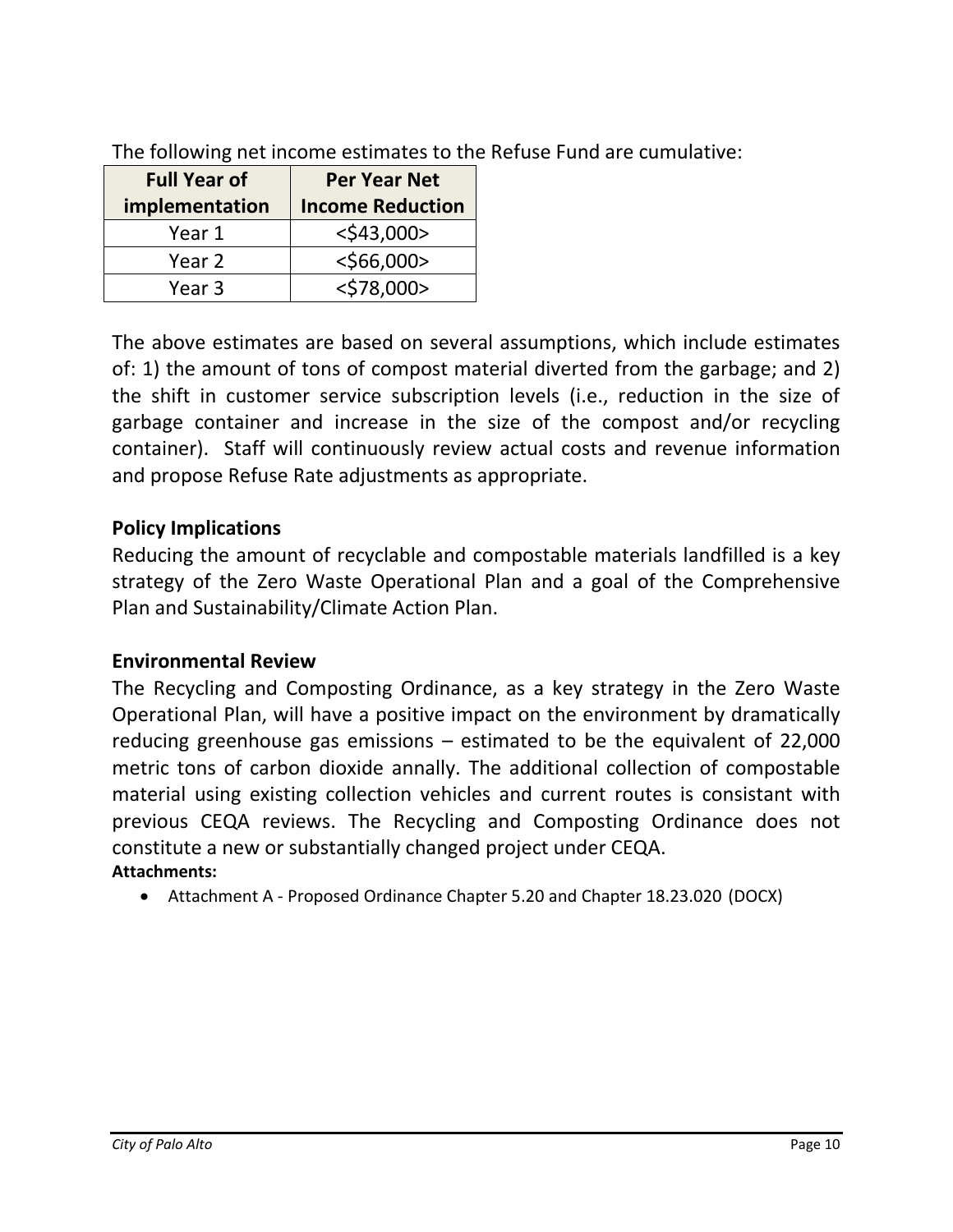The following net income estimates to the Refuse Fund are cumulative:

| Full Year of implementation | Per Year Net Income Reduction |
|---|---|
| Year 1 | <$43,000> |
| Year 2 | <$66,000> |
| Year 3 | <$78,000> |

The above estimates are based on several assumptions, which include estimates of: 1) the amount of tons of compost material diverted from the garbage; and 2) the shift in customer service subscription levels (i.e., reduction in the size of garbage container and increase in the size of the compost and/or recycling container). Staff will continuously review actual costs and revenue information and propose Refuse Rate adjustments as appropriate.

**Policy Implications**

Reducing the amount of recyclable and compostable materials landfilled is a key strategy of the Zero Waste Operational Plan and a goal of the Comprehensive Plan and Sustainability/Climate Action Plan.

**Environmental Review**

The Recycling and Composting Ordinance, as a key strategy in the Zero Waste Operational Plan, will have a positive impact on the environment by dramatically reducing greenhouse gas emissions – estimated to be the equivalent of 22,000 metric tons of carbon dioxide annally. The additional collection of compostable material using existing collection vehicles and current routes is consistant with previous CEQA reviews. The Recycling and Composting Ordinance does not constitute a new or substantially changed project under CEQA.

**Attachments:**

- Attachment A - Proposed Ordinance Chapter 5.20 and Chapter 18.23.020 (DOCX)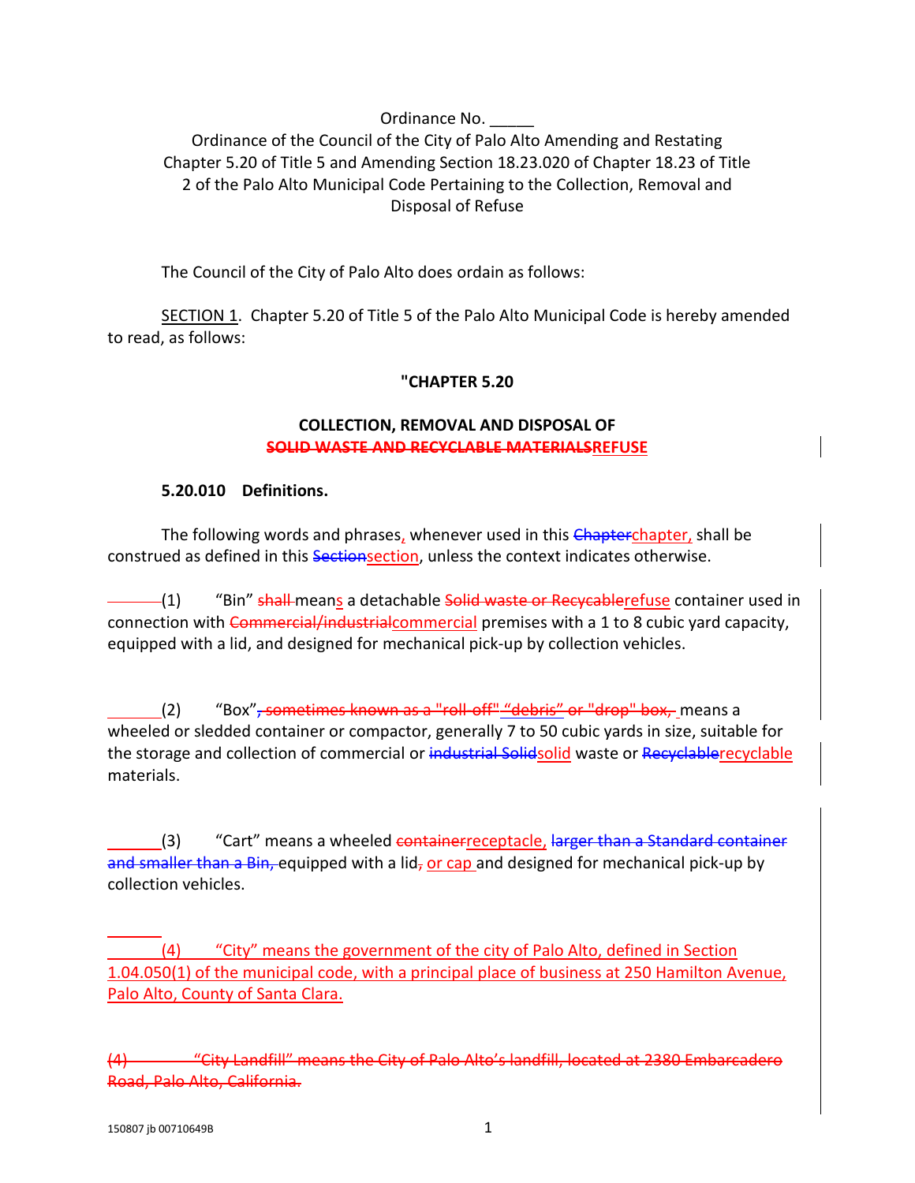Ordinance No. _____

Ordinance of the Council of the City of Palo Alto Amending and Restating Chapter 5.20 of Title 5 and Amending Section 18.23.020 of Chapter 18.23 of Title 2 of the Palo Alto Municipal Code Pertaining to the Collection, Removal and Disposal of Refuse

The Council of the City of Palo Alto does ordain as follows:

SECTION 1. Chapter 5.20 of Title 5 of the Palo Alto Municipal Code is hereby amended to read, as follows:

**"CHAPTER 5.20**

**COLLECTION, REMOVAL AND DISPOSAL OF**
**~~SOLID WASTE AND RECYCLABLE MATERIALS~~REFUSE**

**5.20.010 Definitions.**

The following words and phrases, whenever used in this ~~Chapter~~chapter, shall be construed as defined in this ~~Section~~section, unless the context indicates otherwise.

(1) "Bin" ~~shall~~ means a detachable ~~Solid waste or Recyclable~~refuse container used in connection with ~~Commercial/industrial~~commercial premises with a 1 to 8 cubic yard capacity, equipped with a lid, and designed for mechanical pick-up by collection vehicles.

(2) "Box"~~, sometimes known as a "roll-off" "debris" or "drop" box,~~ means a wheeled or sledded container or compactor, generally 7 to 50 cubic yards in size, suitable for the storage and collection of commercial or ~~industrial Solid~~solid waste or ~~Recyclable~~recyclable materials.

(3) "Cart" means a wheeled ~~container~~receptacle, ~~larger than a Standard container and smaller than a Bin,~~ equipped with a lid~~,~~ or cap and designed for mechanical pick-up by collection vehicles.

(4) "City" means the government of the city of Palo Alto, defined in Section 1.04.050(1) of the municipal code, with a principal place of business at 250 Hamilton Avenue, Palo Alto, County of Santa Clara.

~~(4) "City Landfill" means the City of Palo Alto's landfill, located at 2380 Embarcadero Road, Palo Alto, California.~~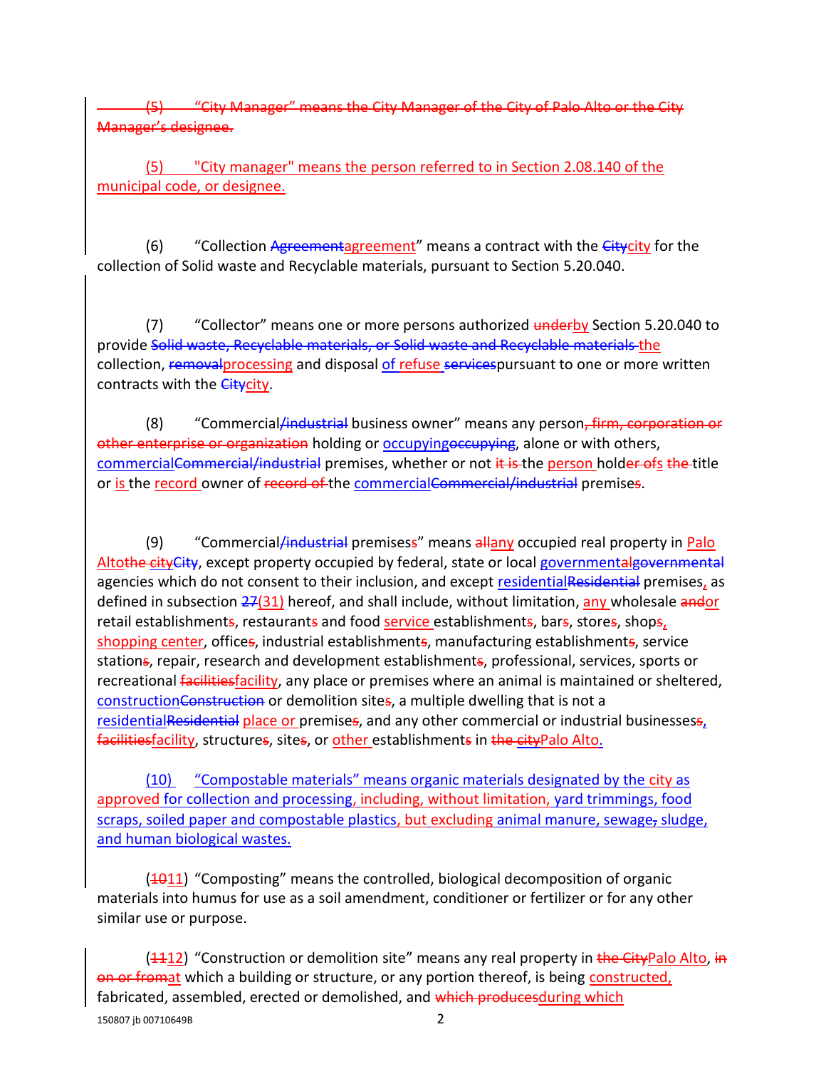~~(5) "City Manager" means the City Manager of the City of Palo Alto or the City Manager's designee.~~

(5) "City manager" means the person referred to in Section 2.08.140 of the municipal code, or designee.

(6) "Collection ~~Agreement~~agreement" means a contract with the ~~City~~city for the collection of Solid waste and Recyclable materials, pursuant to Section 5.20.040.

(7) "Collector" means one or more persons authorized ~~under~~by Section 5.20.040 to provide ~~Solid waste, Recyclable materials, or Solid waste and Recyclable materials~~ the collection, ~~removal~~processing and disposal of refuse ~~services~~pursuant to one or more written contracts with the ~~City~~city.

(8) "Commercial~~/industrial~~ business owner" means any person~~, firm, corporation or other enterprise or organization~~ holding or occupying~~occupying~~, alone or with others, commercial~~Commercial/industrial~~ premises, whether or not ~~it is~~ the person hold~~er of~~s ~~the~~ title or is the record owner of ~~record of~~ the commercial~~Commercial/industrial~~ premise~~s~~.

(9) "Commercial~~/industrial~~ premises~~s~~" means ~~all~~any occupied real property in Palo Alto~~the city~~~~City~~, except property occupied by federal, state or local governmental~~governmental~~ agencies which do not consent to their inclusion, and except residential~~Residential~~ premises, as defined in subsection ~~27~~(31) hereof, and shall include, without limitation, any wholesale ~~and~~or retail establishment~~s~~, restaurant~~s~~ and food service establishment~~s~~, bar~~s~~, store~~s~~, shop~~s~~, shopping center, office~~s~~, industrial establishment~~s~~, manufacturing establishment~~s~~, service station~~s~~, repair, research and development establishment~~s~~, professional, services, sports or recreational ~~facilities~~facility, any place or premises where an animal is maintained or sheltered, construction~~Construction~~ or demolition site~~s~~, a multiple dwelling that is not a residential~~Residential~~ place or premise~~s~~, and any other commercial or industrial businesses~~s~~, ~~facilities~~facility, structure~~s~~, site~~s~~, or other establishment~~s~~ in ~~the city~~Palo Alto.

(10) "Compostable materials" means organic materials designated by the city as approved for collection and processing, including, without limitation, yard trimmings, food scraps, soiled paper and compostable plastics, but excluding animal manure, sewage~~,~~ sludge, and human biological wastes.

(~~10~~11) "Composting" means the controlled, biological decomposition of organic materials into humus for use as a soil amendment, conditioner or fertilizer or for any other similar use or purpose.

(~~11~~12) "Construction or demolition site" means any real property in ~~the City~~Palo Alto, ~~in on or from~~at which a building or structure, or any portion thereof, is being constructed, fabricated, assembled, erected or demolished, and ~~which produces~~during which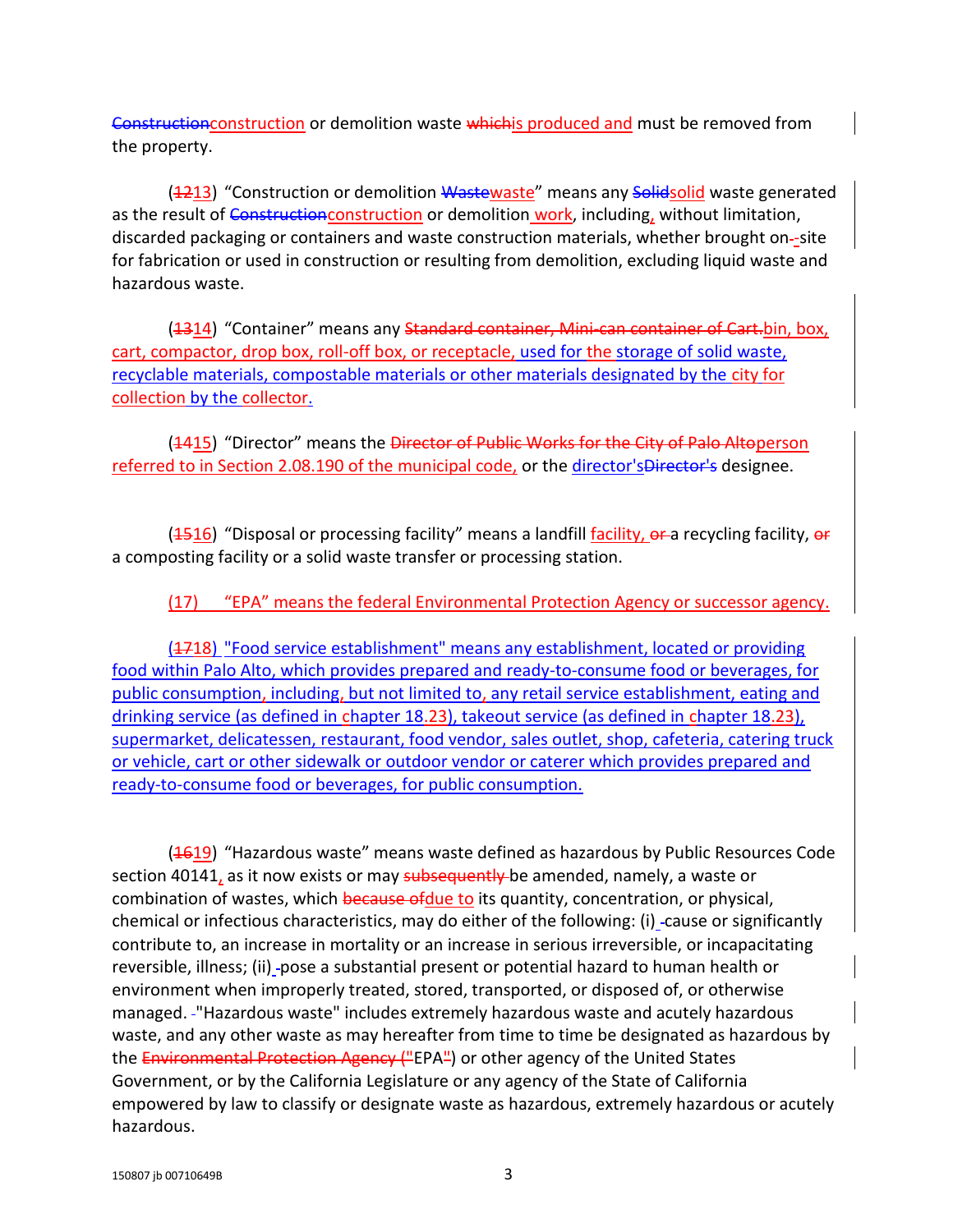~~Construction~~construction or demolition waste ~~which~~is produced and must be removed from the property.

(~~12~~13) "Construction or demolition ~~Waste~~waste" means any ~~Solid~~solid waste generated as the result of ~~Construction~~construction or demolition work, including, without limitation, discarded packaging or containers and waste construction materials, whether brought on-~~-~~site for fabrication or used in construction or resulting from demolition, excluding liquid waste and hazardous waste.

(~~13~~14) "Container" means any ~~Standard container, Mini-can container of Cart.~~bin, box, cart, compactor, drop box, roll-off box, or receptacle, used for the storage of solid waste, recyclable materials, compostable materials or other materials designated by the city for collection by the collector.

(~~14~~15) "Director" means the ~~Director of Public Works for the City of Palo Alto~~person referred to in Section 2.08.190 of the municipal code, or the director's~~Director's~~ designee.

(~~15~~16) "Disposal or processing facility" means a landfill facility, ~~or~~ a recycling facility, ~~or~~ a composting facility or a solid waste transfer or processing station.

(17) "EPA" means the federal Environmental Protection Agency or successor agency.

(~~17~~18) "Food service establishment" means any establishment, located or providing food within Palo Alto, which provides prepared and ready-to-consume food or beverages, for public consumption, including, but not limited to, any retail service establishment, eating and drinking service (as defined in chapter 18.23), takeout service (as defined in chapter 18.23), supermarket, delicatessen, restaurant, food vendor, sales outlet, shop, cafeteria, catering truck or vehicle, cart or other sidewalk or outdoor vendor or caterer which provides prepared and ready-to-consume food or beverages, for public consumption.

(~~16~~19) "Hazardous waste" means waste defined as hazardous by Public Resources Code section 40141, as it now exists or may ~~subsequently~~ be amended, namely, a waste or combination of wastes, which ~~because of~~due to its quantity, concentration, or physical, chemical or infectious characteristics, may do either of the following: (i) cause or significantly contribute to, an increase in mortality or an increase in serious irreversible, or incapacitating reversible, illness; (ii) pose a substantial present or potential hazard to human health or environment when improperly treated, stored, transported, or disposed of, or otherwise managed. "Hazardous waste" includes extremely hazardous waste and acutely hazardous waste, and any other waste as may hereafter from time to time be designated as hazardous by the ~~Environmental Protection Agency ("~~EPA~~"~~) or other agency of the United States Government, or by the California Legislature or any agency of the State of California empowered by law to classify or designate waste as hazardous, extremely hazardous or acutely hazardous.

150807 jb 00710649B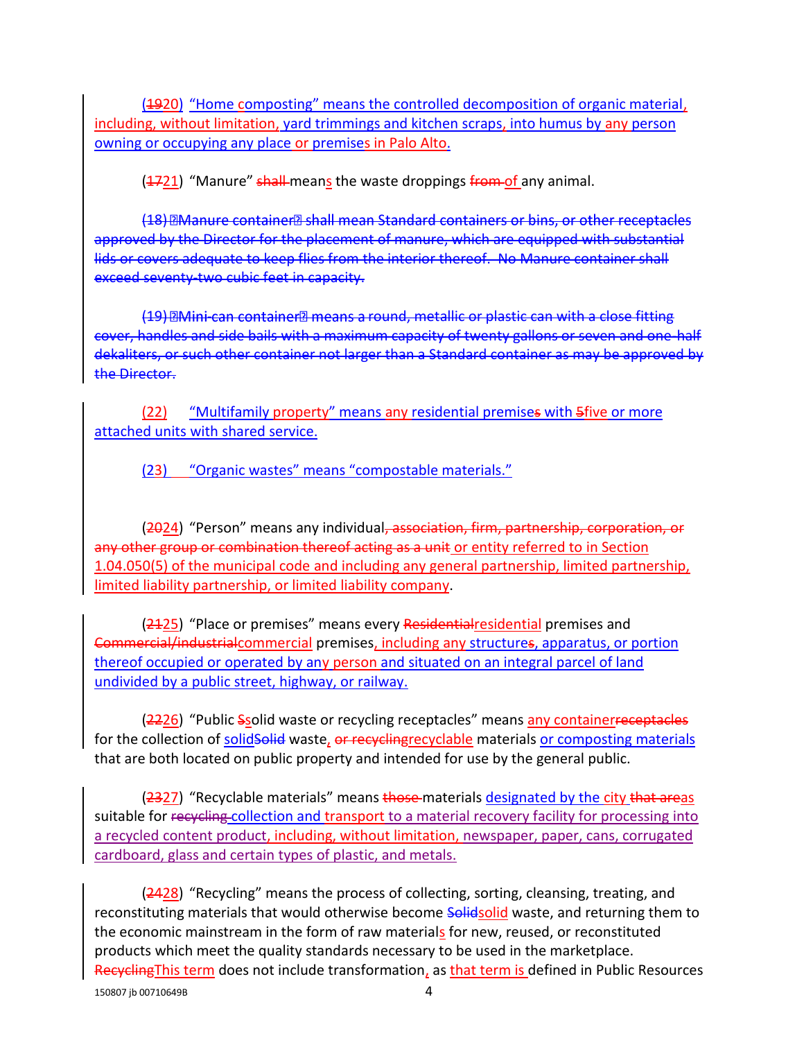(~~19~~20) "Home composting" means the controlled decomposition of organic material, including, without limitation, yard trimmings and kitchen scraps, into humus by any person owning or occupying any place or premises in Palo Alto.

(~~17~~21) "Manure" ~~shall~~ means the waste droppings ~~from~~ of any animal.

~~(18) "Manure container" shall mean Standard containers or bins, or other receptacles approved by the Director for the placement of manure, which are equipped with substantial lids or covers adequate to keep flies from the interior thereof. No Manure container shall exceed seventy-two cubic feet in capacity.~~

~~(19) "Mini-can container" means a round, metallic or plastic can with a close fitting cover, handles and side bails with a maximum capacity of twenty gallons or seven and one-half dekaliters, or such other container not larger than a Standard container as may be approved by the Director.~~

(22) "Multifamily property" means any residential premise~~s~~ with ~~5~~five or more attached units with shared service.

(23) "Organic wastes" means "compostable materials."

(~~20~~24) "Person" means any individual~~, association, firm, partnership, corporation, or any other group or combination thereof acting as a unit~~ or entity referred to in Section 1.04.050(5) of the municipal code and including any general partnership, limited partnership, limited liability partnership, or limited liability company.

(~~21~~25) "Place or premises" means every ~~Residential~~residential premises and ~~Commercial/industrial~~commercial premises, including any structure~~s~~, apparatus, or portion thereof occupied or operated by any person and situated on an integral parcel of land undivided by a public street, highway, or railway.

(~~22~~26) "Public ~~S~~solid waste or recycling receptacles" means any container~~receptacles~~ for the collection of solid~~Solid~~ waste, ~~or recycling~~recyclable materials or composting materials that are both located on public property and intended for use by the general public.

(~~23~~27) "Recyclable materials" means ~~those~~ materials designated by the city ~~that are~~as suitable for ~~recycling~~ collection and transport to a material recovery facility for processing into a recycled content product, including, without limitation, newspaper, paper, cans, corrugated cardboard, glass and certain types of plastic, and metals.

(~~24~~28) "Recycling" means the process of collecting, sorting, cleansing, treating, and reconstituting materials that would otherwise become ~~Solid~~solid waste, and returning them to the economic mainstream in the form of raw materials for new, reused, or reconstituted products which meet the quality standards necessary to be used in the marketplace. ~~Recycling~~This term does not include transformation, as that term is defined in Public Resources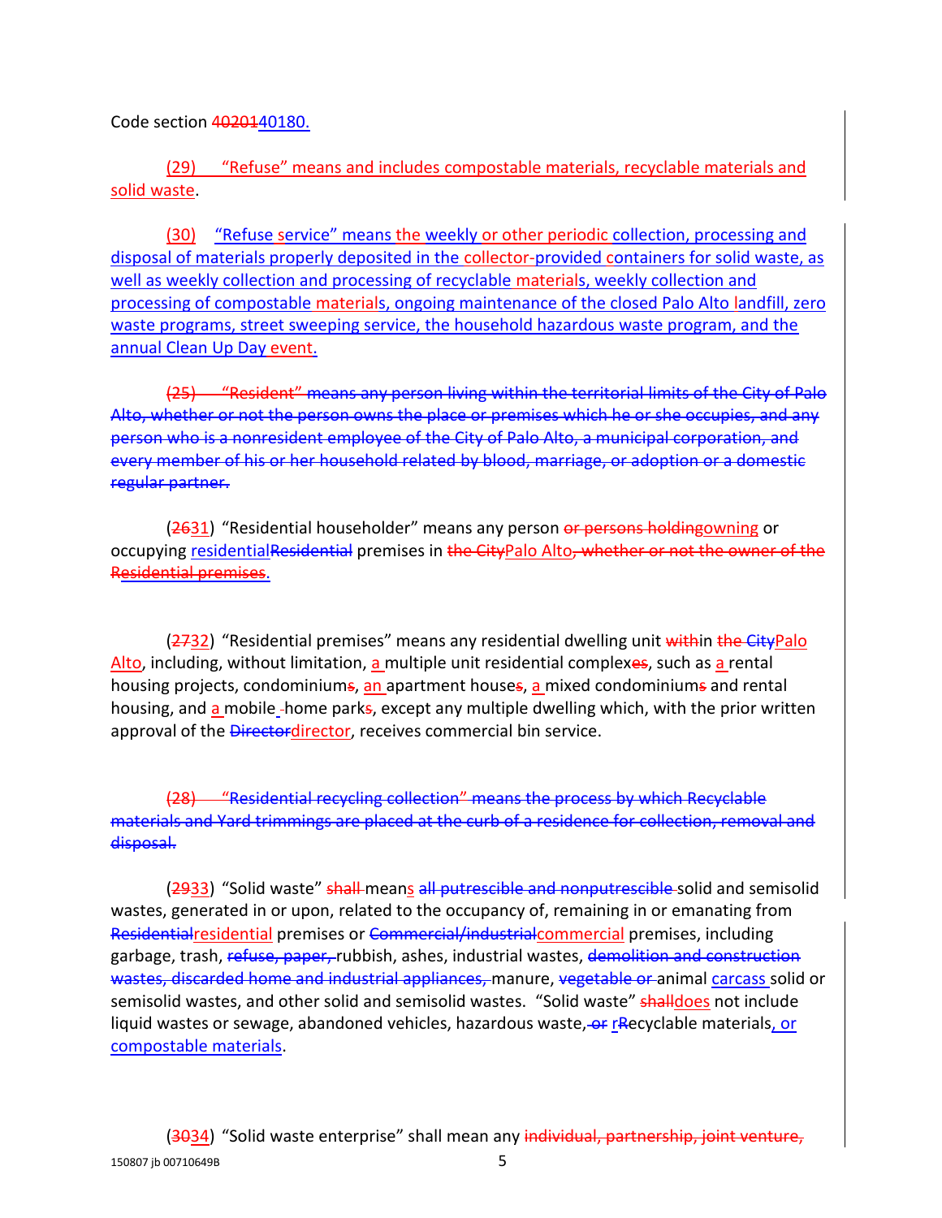Code section ~~4020~~40180.

(29) "Refuse" means and includes compostable materials, recyclable materials and solid waste.

(30) "Refuse service" means the weekly or other periodic collection, processing and disposal of materials properly deposited in the collector-provided containers for solid waste, as well as weekly collection and processing of recyclable materials, weekly collection and processing of compostable materials, ongoing maintenance of the closed Palo Alto landfill, zero waste programs, street sweeping service, the household hazardous waste program, and the annual Clean Up Day event.

~~(25) "Resident" means any person living within the territorial limits of the City of Palo Alto, whether or not the person owns the place or premises which he or she occupies, and any person who is a nonresident employee of the City of Palo Alto, a municipal corporation, and every member of his or her household related by blood, marriage, or adoption or a domestic regular partner.~~

(~~26~~31) "Residential householder" means any person ~~or persons holding~~owning or occupying residential~~Residential~~ premises in ~~the City~~Palo Alto~~, whether or not the owner of the Residential premises~~.

(~~27~~32) "Residential premises" means any residential dwelling unit ~~with~~in ~~the City~~Palo Alto, including, without limitation, a multiple unit residential complex~~es~~, such as a rental housing projects, condominium~~s~~, an apartment house~~s~~, a mixed condominium~~s~~ and rental housing, and a mobile ~~-~~home park~~s~~, except any multiple dwelling which, with the prior written approval of the ~~Director~~director, receives commercial bin service.

~~(28) "Residential recycling collection" means the process by which Recyclable materials and Yard trimmings are placed at the curb of a residence for collection, removal and disposal.~~

(~~29~~33) "Solid waste" ~~shall~~ means ~~all putrescible and nonputrescible~~ solid and semisolid wastes, generated in or upon, related to the occupancy of, remaining in or emanating from ~~Residential~~residential premises or ~~Commercial/industrial~~commercial premises, including garbage, trash, ~~refuse, paper,~~ rubbish, ashes, industrial wastes, ~~demolition and construction wastes, discarded home and industrial appliances,~~ manure, ~~vegetable or~~ animal carcass solid or semisolid wastes, and other solid and semisolid wastes. "Solid waste" ~~shall~~does not include liquid wastes or sewage, abandoned vehicles, hazardous waste, ~~or~~ r~~R~~ecyclable materials, or compostable materials.

(~~30~~34) "Solid waste enterprise" shall mean any ~~individual, partnership, joint venture,~~

150807 jb 00710649B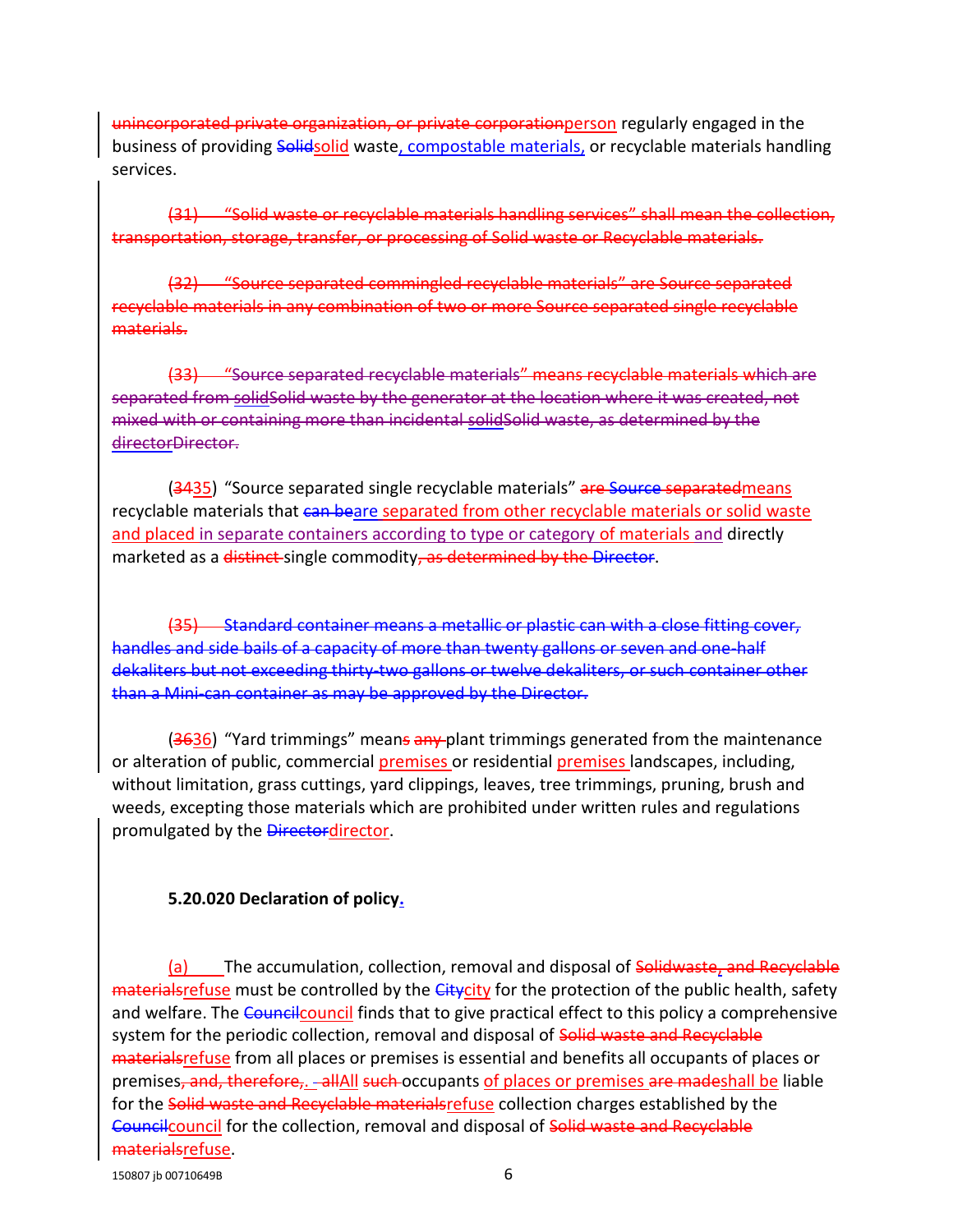unincorporated private organization, or private corporationperson regularly engaged in the business of providing Solidsolid waste, compostable materials, or recyclable materials handling services.

(31) "Solid waste or recyclable materials handling services" shall mean the collection, transportation, storage, transfer, or processing of Solid waste or Recyclable materials.

(32) "Source separated commingled recyclable materials" are Source separated recyclable materials in any combination of two or more Source separated single recyclable materials.

(33) "Source separated recyclable materials" means recyclable materials which are separated from solidSolid waste by the generator at the location where it was created, not mixed with or containing more than incidental solidSolid waste, as determined by the directorDirector.

(3435) "Source separated single recyclable materials" are Source separatedmeans recyclable materials that can beare separated from other recyclable materials or solid waste and placed in separate containers according to type or category of materials and directly marketed as a distinct single commodity, as determined by the Director.

(35) Standard container means a metallic or plastic can with a close fitting cover, handles and side bails of a capacity of more than twenty gallons or seven and one-half dekaliters but not exceeding thirty-two gallons or twelve dekaliters, or such container other than a Mini-can container as may be approved by the Director.

(3636) "Yard trimmings" means any plant trimmings generated from the maintenance or alteration of public, commercial premises or residential premises landscapes, including, without limitation, grass cuttings, yard clippings, leaves, tree trimmings, pruning, brush and weeds, excepting those materials which are prohibited under written rules and regulations promulgated by the Directordirector.

**5.20.020 Declaration of policy.**

(a) The accumulation, collection, removal and disposal of Solidwaste, and Recyclable materialsrefuse must be controlled by the Citycity for the protection of the public health, safety and welfare. The Councilcouncil finds that to give practical effect to this policy a comprehensive system for the periodic collection, removal and disposal of Solid waste and Recyclable materialsrefuse from all places or premises is essential and benefits all occupants of places or premises, and, therefore,. allAll such occupants of places or premises are madeshall be liable for the Solid waste and Recyclable materialsrefuse collection charges established by the Councilcouncil for the collection, removal and disposal of Solid waste and Recyclable materialsrefuse.

150807 jb 00710649B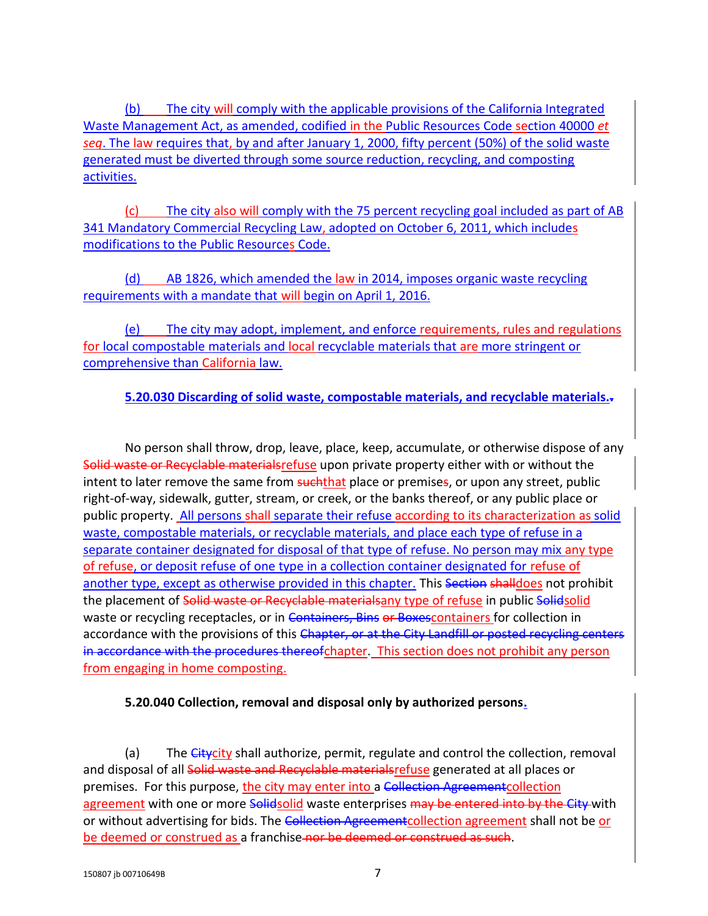(b) The city will comply with the applicable provisions of the California Integrated Waste Management Act, as amended, codified in the Public Resources Code section 40000 *et seq*. The law requires that, by and after January 1, 2000, fifty percent (50%) of the solid waste generated must be diverted through some source reduction, recycling, and composting activities.

(c) The city also will comply with the 75 percent recycling goal included as part of AB 341 Mandatory Commercial Recycling Law, adopted on October 6, 2011, which includes modifications to the Public Resources Code.

(d) AB 1826, which amended the law in 2014, imposes organic waste recycling requirements with a mandate that will begin on April 1, 2016.

(e) The city may adopt, implement, and enforce requirements, rules and regulations for local compostable materials and local recyclable materials that are more stringent or comprehensive than California law.

**5.20.030 Discarding of solid waste, compostable materials, and recyclable materials.~~.~~**

No person shall throw, drop, leave, place, keep, accumulate, or otherwise dispose of any ~~Solid waste or Recyclable materials~~refuse upon private property either with or without the intent to later remove the same from ~~such~~that place or premise~~s~~, or upon any street, public right-of-way, sidewalk, gutter, stream, or creek, or the banks thereof, or any public place or public property. All persons shall separate their refuse according to its characterization as solid waste, compostable materials, or recyclable materials, and place each type of refuse in a separate container designated for disposal of that type of refuse. No person may mix any type of refuse, or deposit refuse of one type in a collection container designated for refuse of another type, except as otherwise provided in this chapter. This ~~Section~~ ~~shall~~does not prohibit the placement of ~~Solid waste or Recyclable materials~~any type of refuse in public ~~Solid~~solid waste or recycling receptacles, or in ~~Containers, Bins~~ ~~or Boxes~~containers for collection in accordance with the provisions of this ~~Chapter, or at the City Landfill or posted recycling centers in accordance with the procedures thereof~~chapter. This section does not prohibit any person from engaging in home composting.

**5.20.040 Collection, removal and disposal only by authorized persons.**

(a) The ~~City~~city shall authorize, permit, regulate and control the collection, removal and disposal of all ~~Solid waste and Recyclable materials~~refuse generated at all places or premises. For this purpose, the city may enter into a ~~Collection Agreement~~collection agreement with one or more ~~Solid~~solid waste enterprises ~~may be entered into by the City~~ with or without advertising for bids. The ~~Collection Agreement~~collection agreement shall not be or be deemed or construed as a franchise ~~nor be deemed or construed as such~~.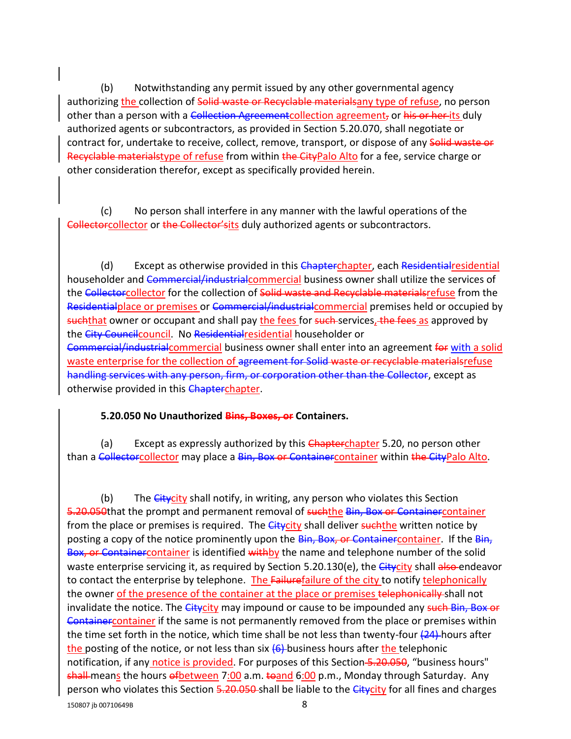(b) Notwithstanding any permit issued by any other governmental agency authorizing the collection of ~~Solid waste or Recyclable materials~~any type of refuse, no person other than a person with a ~~Collection Agreement~~collection agreement~~,~~ or ~~his or her~~ its duly authorized agents or subcontractors, as provided in Section 5.20.070, shall negotiate or contract for, undertake to receive, collect, remove, transport, or dispose of any ~~Solid waste or Recyclable materials~~type of refuse from within ~~the City~~Palo Alto for a fee, service charge or other consideration therefor, except as specifically provided herein.

(c) No person shall interfere in any manner with the lawful operations of the ~~Collector~~collector or ~~the Collector's~~its duly authorized agents or subcontractors.

(d) Except as otherwise provided in this ~~Chapter~~chapter, each ~~Residential~~residential householder and ~~Commercial/industrial~~commercial business owner shall utilize the services of the ~~Collector~~collector for the collection of ~~Solid waste and Recyclable materials~~refuse from the ~~Residential~~place or premises or ~~Commercial/industrial~~commercial premises held or occupied by ~~such~~that owner or occupant and shall pay the fees for ~~such~~ services~~, the fees~~ as approved by the ~~City Council~~council. No ~~Residential~~residential householder or ~~Commercial/industrial~~commercial business owner shall enter into an agreement ~~for~~ with a solid waste enterprise for the collection of ~~agreement for Solid waste or recyclable materials~~refuse ~~handling services with any person, firm, or corporation other than the Collector~~, except as otherwise provided in this ~~Chapter~~chapter.

**5.20.050 No Unauthorized ~~Bins, Boxes, or~~ Containers.**

(a) Except as expressly authorized by this ~~Chapter~~chapter 5.20, no person other than a ~~Collector~~collector may place a ~~Bin, Box or Container~~container within ~~the City~~Palo Alto.

(b) The ~~City~~city shall notify, in writing, any person who violates this Section ~~5.20.050~~that the prompt and permanent removal of ~~such~~the ~~Bin, Box or Container~~container from the place or premises is required. The ~~City~~city shall deliver ~~such~~the written notice by posting a copy of the notice prominently upon the ~~Bin, Box, or Container~~container. If the ~~Bin, Box, or Container~~container is identified ~~with~~by the name and telephone number of the solid waste enterprise servicing it, as required by Section 5.20.130(e), the ~~City~~city shall ~~also~~ endeavor to contact the enterprise by telephone. The ~~Failure~~failure of the city to notify telephonically the owner of the presence of the container at the place or premises ~~telephonically~~ shall not invalidate the notice. The ~~City~~city may impound or cause to be impounded any ~~such Bin, Box or Container~~container if the same is not permanently removed from the place or premises within the time set forth in the notice, which time shall be not less than twenty-four ~~(24)~~ hours after the posting of the notice, or not less than six ~~(6)~~ business hours after the telephonic notification, if any notice is provided. For purposes of this Section ~~5.20.050~~, "business hours" ~~shall~~ means the hours ~~of~~between 7:00 a.m. ~~to~~and 6:00 p.m., Monday through Saturday. Any person who violates this Section ~~5.20.050~~ shall be liable to the ~~City~~city for all fines and charges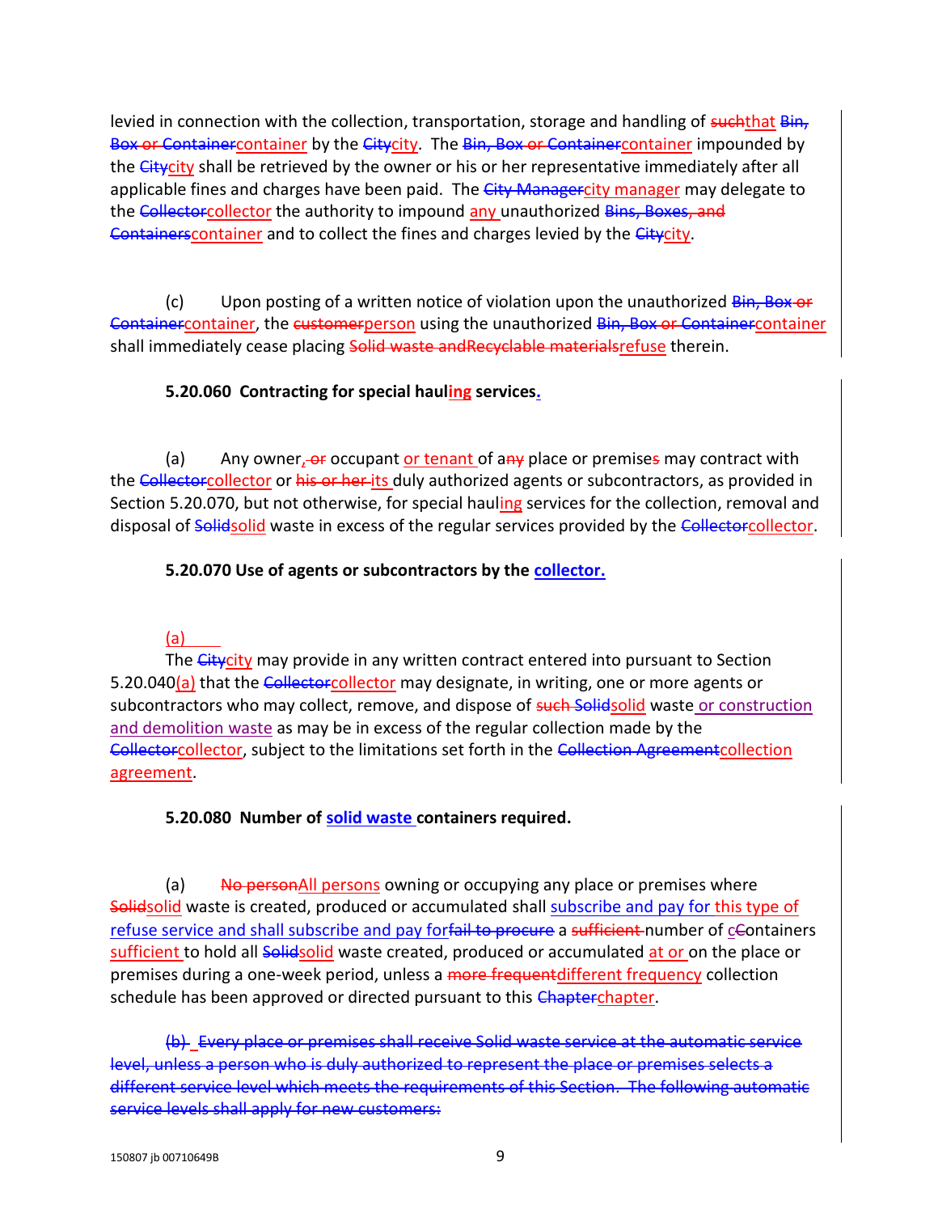levied in connection with the collection, transportation, storage and handling of ~~such~~that ~~Bin, Box or Container~~container by the ~~City~~city. The ~~Bin, Box or Container~~container impounded by the ~~City~~city shall be retrieved by the owner or his or her representative immediately after all applicable fines and charges have been paid. The ~~City Manager~~city manager may delegate to the ~~Collector~~collector the authority to impound any unauthorized ~~Bins, Boxes, and Containers~~container and to collect the fines and charges levied by the ~~City~~city.

(c) Upon posting of a written notice of violation upon the unauthorized ~~Bin, Box or Container~~container, the ~~customer~~person using the unauthorized ~~Bin, Box or Container~~container shall immediately cease placing ~~Solid waste andRecyclable materials~~refuse therein.

**5.20.060 Contracting for special hauling services.**

(a) Any owner~~, or~~ occupant or tenant of a~~ny~~ place or premise~~s~~ may contract with the ~~Collector~~collector or ~~his or her~~ its duly authorized agents or subcontractors, as provided in Section 5.20.070, but not otherwise, for special hauling services for the collection, removal and disposal of ~~Solid~~solid waste in excess of the regular services provided by the ~~Collector~~collector.

**5.20.070 Use of agents or subcontractors by the collector.**

(a)

The ~~City~~city may provide in any written contract entered into pursuant to Section 5.20.040(a) that the ~~Collector~~collector may designate, in writing, one or more agents or subcontractors who may collect, remove, and dispose of ~~such Solid~~solid waste or construction and demolition waste as may be in excess of the regular collection made by the ~~Collector~~collector, subject to the limitations set forth in the ~~Collection Agreement~~collection agreement.

**5.20.080 Number of solid waste containers required.**

(a) ~~No person~~All persons owning or occupying any place or premises where ~~Solid~~solid waste is created, produced or accumulated shall subscribe and pay for this type of refuse service and shall subscribe and pay for~~fail to procure~~ a ~~sufficient~~ number of ~~c~~Containers sufficient to hold all ~~Solid~~solid waste created, produced or accumulated at or on the place or premises during a one-week period, unless a ~~more frequent~~different frequency collection schedule has been approved or directed pursuant to this ~~Chapter~~chapter.

~~(b) Every place or premises shall receive Solid waste service at the automatic service level, unless a person who is duly authorized to represent the place or premises selects a different service level which meets the requirements of this Section. The following automatic service levels shall apply for new customers:~~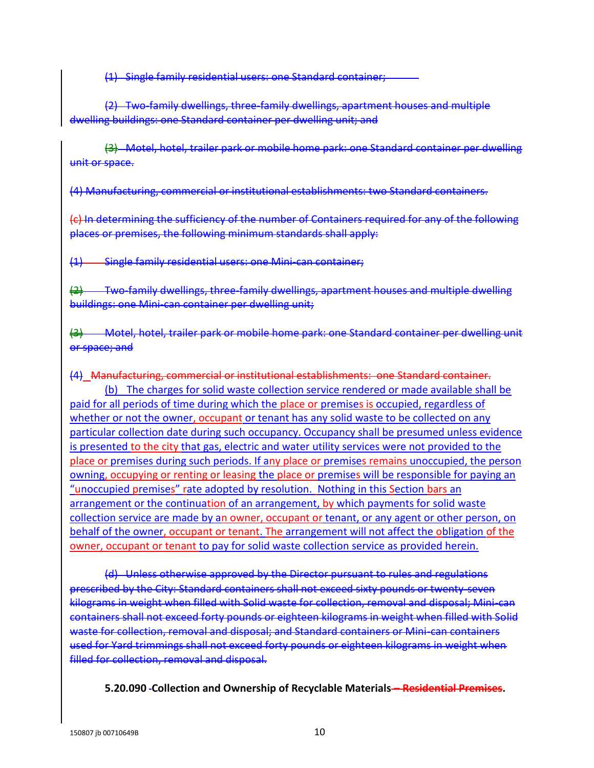(1) Single family residential users: one Standard container;

(2) Two-family dwellings, three-family dwellings, apartment houses and multiple dwelling buildings: one Standard container per dwelling unit; and

(3) Motel, hotel, trailer park or mobile home park: one Standard container per dwelling unit or space.

(4) Manufacturing, commercial or institutional establishments: two Standard containers.

(c) In determining the sufficiency of the number of Containers required for any of the following places or premises, the following minimum standards shall apply:

(1) Single family residential users: one Mini-can container;

(2) Two-family dwellings, three-family dwellings, apartment houses and multiple dwelling buildings: one Mini-can container per dwelling unit;

(3) Motel, hotel, trailer park or mobile home park: one Standard container per dwelling unit or space; and

(4) Manufacturing, commercial or institutional establishments: one Standard container.

(b) The charges for solid waste collection service rendered or made available shall be paid for all periods of time during which the place or premises is occupied, regardless of whether or not the owner, occupant or tenant has any solid waste to be collected on any particular collection date during such occupancy. Occupancy shall be presumed unless evidence is presented to the city that gas, electric and water utility services were not provided to the place or premises during such periods. If any place or premises remains unoccupied, the person owning, occupying or renting or leasing the place or premises will be responsible for paying an "unoccupied premises" rate adopted by resolution. Nothing in this Section bars an arrangement or the continuation of an arrangement, by which payments for solid waste collection service are made by an owner, occupant or tenant, or any agent or other person, on behalf of the owner, occupant or tenant. The arrangement will not affect the obligation of the owner, occupant or tenant to pay for solid waste collection service as provided herein.

(d) Unless otherwise approved by the Director pursuant to rules and regulations prescribed by the City: Standard containers shall not exceed sixty pounds or twenty-seven kilograms in weight when filled with Solid waste for collection, removal and disposal; Mini-can containers shall not exceed forty pounds or eighteen kilograms in weight when filled with Solid waste for collection, removal and disposal; and Standard containers or Mini-can containers used for Yard trimmings shall not exceed forty pounds or eighteen kilograms in weight when filled for collection, removal and disposal.

**5.20.090 Collection and Ownership of Recyclable Materials – Residential Premises.**

150807 jb 00710649B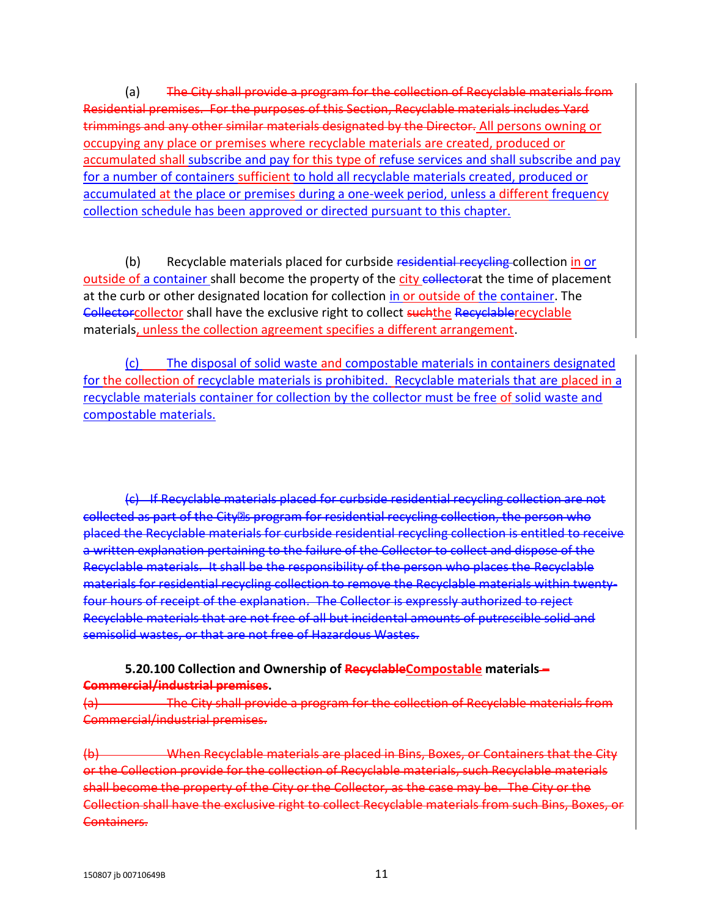(a) ~~The City shall provide a program for the collection of Recyclable materials from Residential premises. For the purposes of this Section, Recyclable materials includes Yard trimmings and any other similar materials designated by the Director.~~ All persons owning or occupying any place or premises where recyclable materials are created, produced or accumulated shall subscribe and pay for this type of refuse services and shall subscribe and pay for a number of containers sufficient to hold all recyclable materials created, produced or accumulated at the place or premises during a one-week period, unless a different frequency collection schedule has been approved or directed pursuant to this chapter.

(b) Recyclable materials placed for curbside ~~residential recycling~~ collection in or outside of a container shall become the property of the city ~~collector~~at the time of placement at the curb or other designated location for collection in or outside of the container. The ~~Collector~~collector shall have the exclusive right to collect ~~such~~the ~~Recyclable~~recyclable materials, unless the collection agreement specifies a different arrangement.

(c) The disposal of solid waste and compostable materials in containers designated for the collection of recyclable materials is prohibited. Recyclable materials that are placed in a recyclable materials container for collection by the collector must be free of solid waste and compostable materials.

~~(c) If Recyclable materials placed for curbside residential recycling collection are not collected as part of the City's program for residential recycling collection, the person who placed the Recyclable materials for curbside residential recycling collection is entitled to receive a written explanation pertaining to the failure of the Collector to collect and dispose of the Recyclable materials. It shall be the responsibility of the person who places the Recyclable materials for residential recycling collection to remove the Recyclable materials within twenty-four hours of receipt of the explanation. The Collector is expressly authorized to reject Recyclable materials that are not free of all but incidental amounts of putrescible solid and semisolid wastes, or that are not free of Hazardous Wastes.~~

**5.20.100 Collection and Ownership of ~~Recyclable~~Compostable materials ~~– Commercial/industrial premises~~.**

~~(a) The City shall provide a program for the collection of Recyclable materials from Commercial/industrial premises.~~

~~(b) When Recyclable materials are placed in Bins, Boxes, or Containers that the City or the Collection provide for the collection of Recyclable materials, such Recyclable materials shall become the property of the City or the Collector, as the case may be. The City or the Collection shall have the exclusive right to collect Recyclable materials from such Bins, Boxes, or Containers.~~

150807 jb 00710649B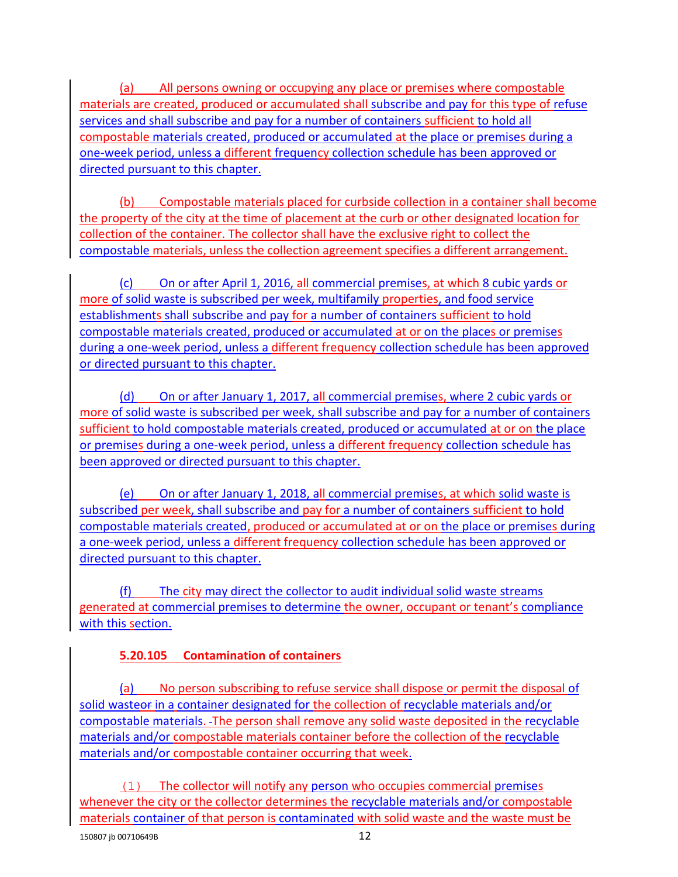(a) All persons owning or occupying any place or premises where compostable materials are created, produced or accumulated shall subscribe and pay for this type of refuse services and shall subscribe and pay for a number of containers sufficient to hold all compostable materials created, produced or accumulated at the place or premises during a one-week period, unless a different frequency collection schedule has been approved or directed pursuant to this chapter.

(b) Compostable materials placed for curbside collection in a container shall become the property of the city at the time of placement at the curb or other designated location for collection of the container. The collector shall have the exclusive right to collect the compostable materials, unless the collection agreement specifies a different arrangement.

(c) On or after April 1, 2016, all commercial premises, at which 8 cubic yards or more of solid waste is subscribed per week, multifamily properties, and food service establishments shall subscribe and pay for a number of containers sufficient to hold compostable materials created, produced or accumulated at or on the places or premises during a one-week period, unless a different frequency collection schedule has been approved or directed pursuant to this chapter.

(d) On or after January 1, 2017, all commercial premises, where 2 cubic yards or more of solid waste is subscribed per week, shall subscribe and pay for a number of containers sufficient to hold compostable materials created, produced or accumulated at or on the place or premises during a one-week period, unless a different frequency collection schedule has been approved or directed pursuant to this chapter.

(e) On or after January 1, 2018, all commercial premises, at which solid waste is subscribed per week, shall subscribe and pay for a number of containers sufficient to hold compostable materials created, produced or accumulated at or on the place or premises during a one-week period, unless a different frequency collection schedule has been approved or directed pursuant to this chapter.

(f) The city may direct the collector to audit individual solid waste streams generated at commercial premises to determine the owner, occupant or tenant's compliance with this section.

**5.20.105 Contamination of containers**

(a) No person subscribing to refuse service shall dispose or permit the disposal of solid waste in a container designated for the collection of recyclable materials and/or compostable materials. The person shall remove any solid waste deposited in the recyclable materials and/or compostable materials container before the collection of the recyclable materials and/or compostable container occurring that week.

(1) The collector will notify any person who occupies commercial premises whenever the city or the collector determines the recyclable materials and/or compostable materials container of that person is contaminated with solid waste and the waste must be

150807 jb 00710649B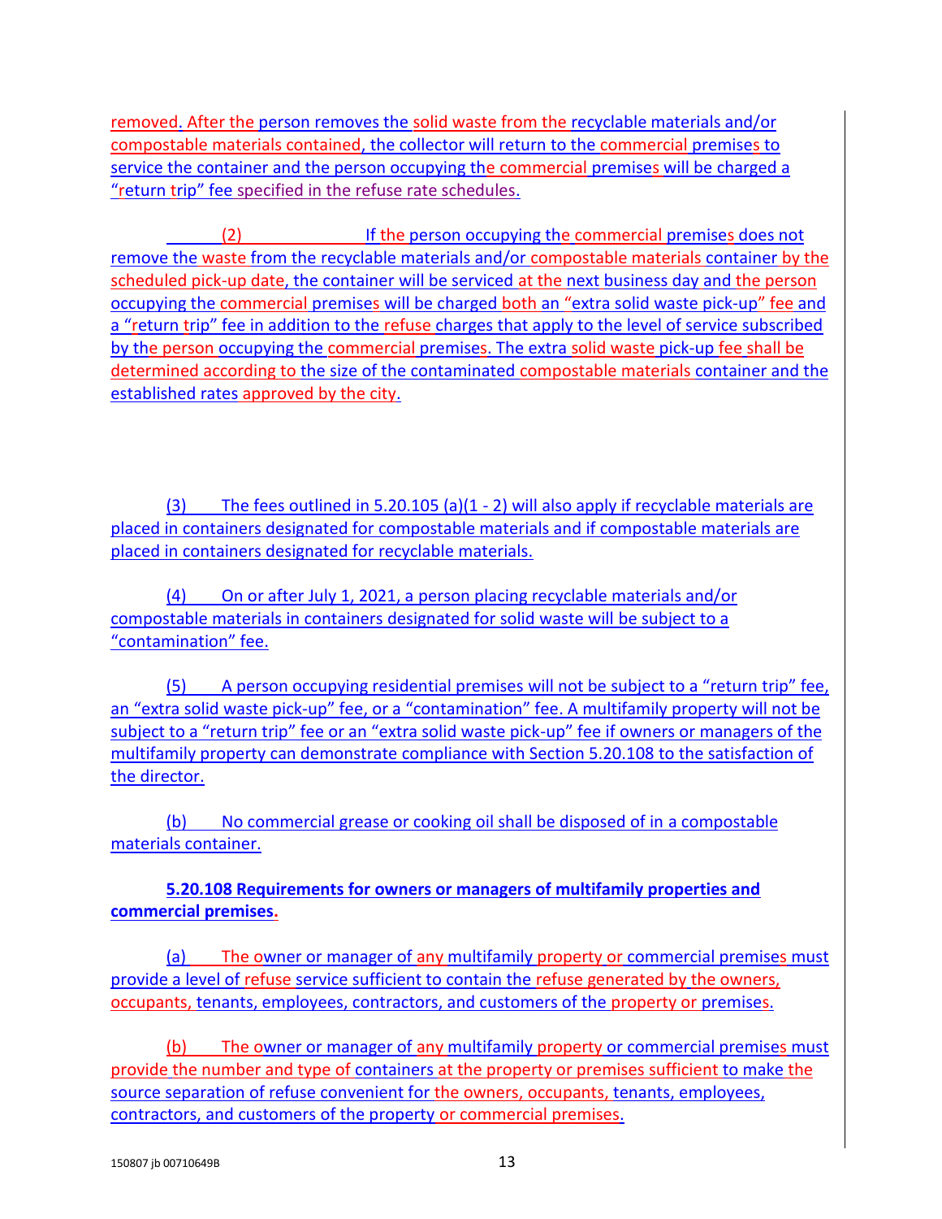removed. After the person removes the solid waste from the recyclable materials and/or compostable materials contained, the collector will return to the commercial premises to service the container and the person occupying the commercial premises will be charged a "return trip" fee specified in the refuse rate schedules.

(2) If the person occupying the commercial premises does not remove the waste from the recyclable materials and/or compostable materials container by the scheduled pick-up date, the container will be serviced at the next business day and the person occupying the commercial premises will be charged both an "extra solid waste pick-up" fee and a "return trip" fee in addition to the refuse charges that apply to the level of service subscribed by the person occupying the commercial premises. The extra solid waste pick-up fee shall be determined according to the size of the contaminated compostable materials container and the established rates approved by the city.

(3) The fees outlined in 5.20.105 (a)(1 - 2) will also apply if recyclable materials are placed in containers designated for compostable materials and if compostable materials are placed in containers designated for recyclable materials.

(4) On or after July 1, 2021, a person placing recyclable materials and/or compostable materials in containers designated for solid waste will be subject to a "contamination" fee.

(5) A person occupying residential premises will not be subject to a "return trip" fee, an "extra solid waste pick-up" fee, or a "contamination" fee. A multifamily property will not be subject to a "return trip" fee or an "extra solid waste pick-up" fee if owners or managers of the multifamily property can demonstrate compliance with Section 5.20.108 to the satisfaction of the director.

(b) No commercial grease or cooking oil shall be disposed of in a compostable materials container.

**5.20.108 Requirements for owners or managers of multifamily properties and commercial premises.**

(a) The owner or manager of any multifamily property or commercial premises must provide a level of refuse service sufficient to contain the refuse generated by the owners, occupants, tenants, employees, contractors, and customers of the property or premises.

(b) The owner or manager of any multifamily property or commercial premises must provide the number and type of containers at the property or premises sufficient to make the source separation of refuse convenient for the owners, occupants, tenants, employees, contractors, and customers of the property or commercial premises.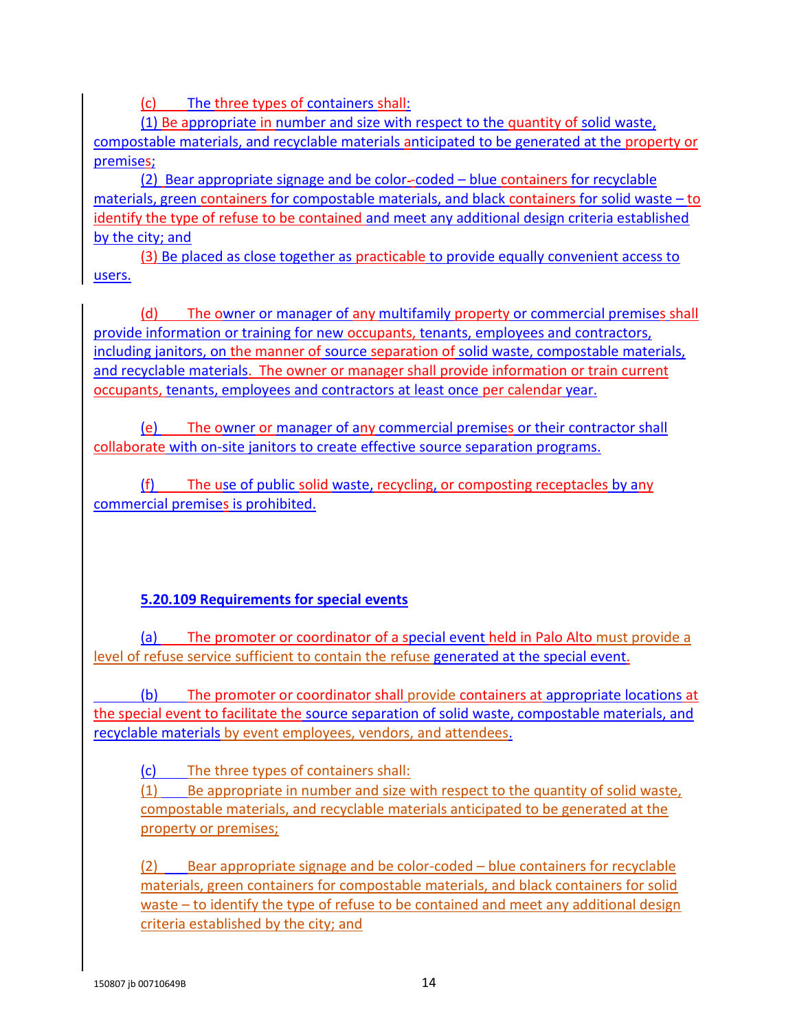(c) The three types of containers shall:

(1) Be appropriate in number and size with respect to the quantity of solid waste, compostable materials, and recyclable materials anticipated to be generated at the property or premises;

(2) Bear appropriate signage and be color-coded – blue containers for recyclable materials, green containers for compostable materials, and black containers for solid waste – to identify the type of refuse to be contained and meet any additional design criteria established by the city; and

(3) Be placed as close together as practicable to provide equally convenient access to users.

(d) The owner or manager of any multifamily property or commercial premises shall provide information or training for new occupants, tenants, employees and contractors, including janitors, on the manner of source separation of solid waste, compostable materials, and recyclable materials. The owner or manager shall provide information or train current occupants, tenants, employees and contractors at least once per calendar year.

(e) The owner or manager of any commercial premises or their contractor shall collaborate with on-site janitors to create effective source separation programs.

(f) The use of public solid waste, recycling, or composting receptacles by any commercial premises is prohibited.

**5.20.109 Requirements for special events**

(a) The promoter or coordinator of a special event held in Palo Alto must provide a level of refuse service sufficient to contain the refuse generated at the special event.

(b) The promoter or coordinator shall provide containers at appropriate locations at the special event to facilitate the source separation of solid waste, compostable materials, and recyclable materials by event employees, vendors, and attendees.

(c) The three types of containers shall:

(1) Be appropriate in number and size with respect to the quantity of solid waste, compostable materials, and recyclable materials anticipated to be generated at the property or premises;

(2) Bear appropriate signage and be color-coded – blue containers for recyclable materials, green containers for compostable materials, and black containers for solid waste – to identify the type of refuse to be contained and meet any additional design criteria established by the city; and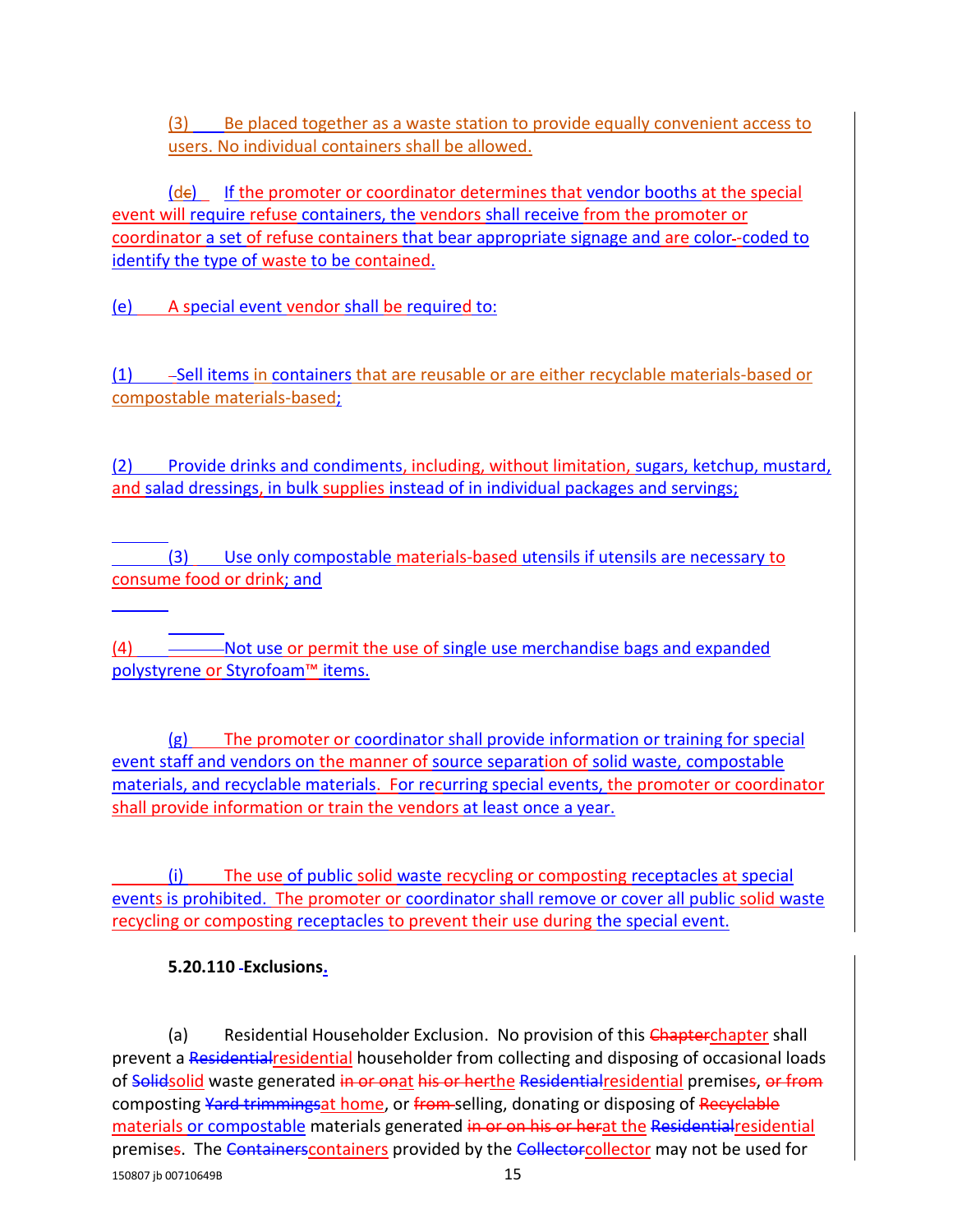(3) Be placed together as a waste station to provide equally convenient access to users. No individual containers shall be allowed.

(d) If the promoter or coordinator determines that vendor booths at the special event will require refuse containers, the vendors shall receive from the promoter or coordinator a set of refuse containers that bear appropriate signage and are color-coded to identify the type of waste to be contained.

(e) A special event vendor shall be required to:

(1) Sell items in containers that are reusable or are either recyclable materials-based or compostable materials-based;

(2) Provide drinks and condiments, including, without limitation, sugars, ketchup, mustard, and salad dressings, in bulk supplies instead of in individual packages and servings;

(3) Use only compostable materials-based utensils if utensils are necessary to consume food or drink; and

(4) Not use or permit the use of single use merchandise bags and expanded polystyrene or Styrofoam™ items.

(g) The promoter or coordinator shall provide information or training for special event staff and vendors on the manner of source separation of solid waste, compostable materials, and recyclable materials. For recurring special events, the promoter or coordinator shall provide information or train the vendors at least once a year.

(i) The use of public solid waste recycling or composting receptacles at special events is prohibited. The promoter or coordinator shall remove or cover all public solid waste recycling or composting receptacles to prevent their use during the special event.

**5.20.110 Exclusions.**

(a) Residential Householder Exclusion. No provision of this chapter shall prevent a residential householder from collecting and disposing of occasional loads of solid waste generated at the residential premises, composting at home, or selling, donating or disposing of materials or compostable materials generated at the residential premises. The containers provided by the collector may not be used for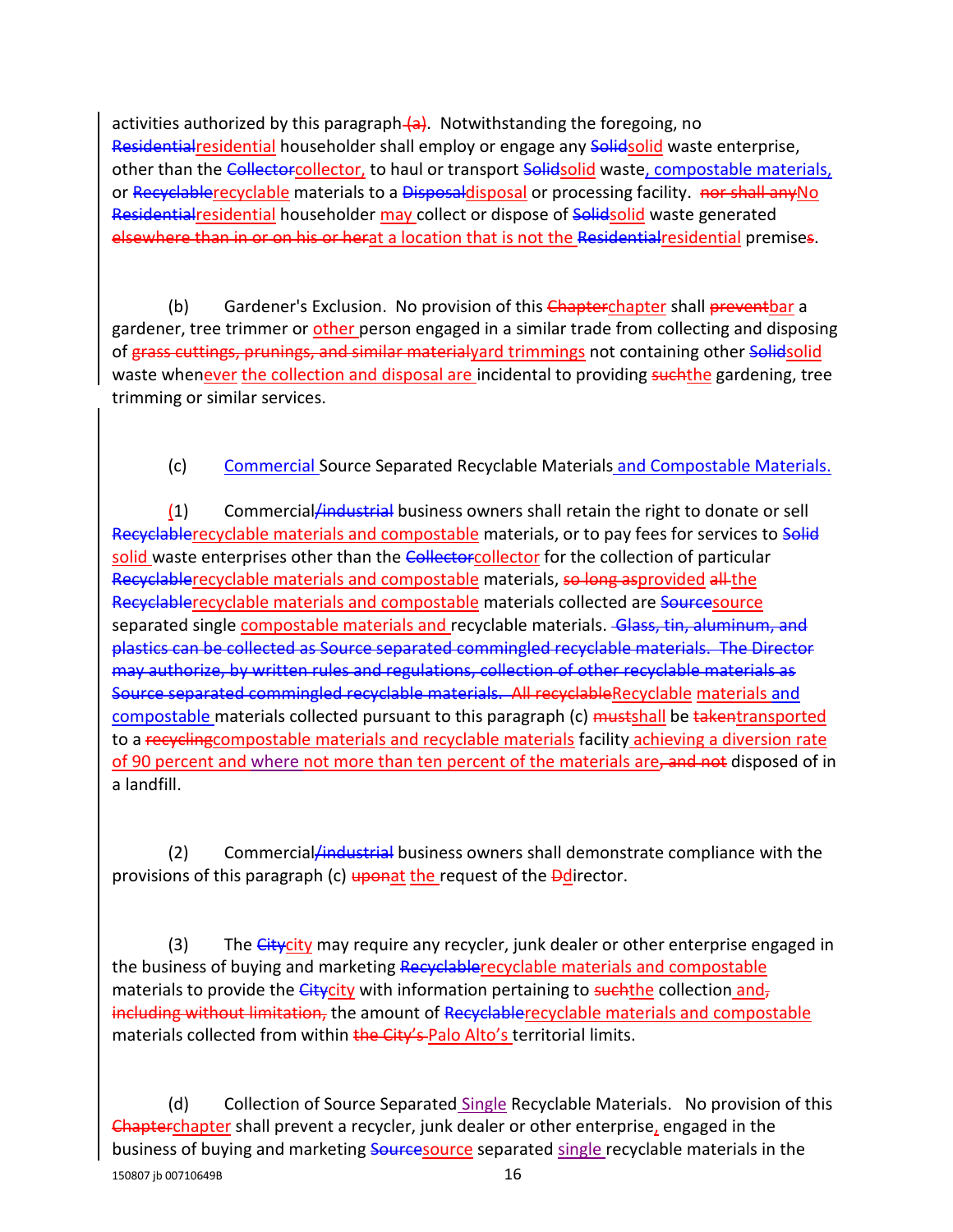activities authorized by this paragraph~~ (a)~~. Notwithstanding the foregoing, no ~~Residential~~residential householder shall employ or engage any ~~Solid~~solid waste enterprise, other than the ~~Collector~~collector, to haul or transport ~~Solid~~solid waste, compostable materials, or ~~Recyclable~~recyclable materials to a ~~Disposal~~disposal or processing facility. ~~nor shall any~~No ~~Residential~~residential householder may collect or dispose of ~~Solid~~solid waste generated ~~elsewhere than in or on his or her~~at a location that is not the ~~Residential~~residential premise~~s~~.

(b) Gardener's Exclusion. No provision of this ~~Chapter~~chapter shall ~~prevent~~bar a gardener, tree trimmer or other person engaged in a similar trade from collecting and disposing of ~~grass cuttings, prunings, and similar material~~yard trimmings not containing other ~~Solid~~solid waste whenever the collection and disposal are incidental to providing ~~such~~the gardening, tree trimming or similar services.

(c) Commercial Source Separated Recyclable Materials and Compostable Materials.

(1) Commercial~~/industrial~~ business owners shall retain the right to donate or sell ~~Recyclable~~recyclable materials and compostable materials, or to pay fees for services to ~~Solid~~ solid waste enterprises other than the ~~Collector~~collector for the collection of particular ~~Recyclable~~recyclable materials and compostable materials, ~~so long as~~provided ~~all~~ the ~~Recyclable~~recyclable materials and compostable materials collected are ~~Source~~source separated single compostable materials and recyclable materials. ~~Glass, tin, aluminum, and plastics can be collected as Source separated commingled recyclable materials. The Director may authorize, by written rules and regulations, collection of other recyclable materials as Source separated commingled recyclable materials. All recyclable~~Recyclable materials and compostable materials collected pursuant to this paragraph (c) ~~must~~shall be ~~taken~~transported to a ~~recycling~~compostable materials and recyclable materials facility achieving a diversion rate of 90 percent and where not more than ten percent of the materials are~~, and not~~ disposed of in a landfill.

(2) Commercial~~/industrial~~ business owners shall demonstrate compliance with the provisions of this paragraph (c) ~~upon~~at the request of the ~~D~~director.

(3) The ~~City~~city may require any recycler, junk dealer or other enterprise engaged in the business of buying and marketing ~~Recyclable~~recyclable materials and compostable materials to provide the ~~City~~city with information pertaining to ~~such~~the collection and~~,~~ ~~including without limitation,~~ the amount of ~~Recyclable~~recyclable materials and compostable materials collected from within ~~the City's~~ Palo Alto's territorial limits.

(d) Collection of Source Separated Single Recyclable Materials. No provision of this ~~Chapter~~chapter shall prevent a recycler, junk dealer or other enterprise, engaged in the business of buying and marketing ~~Source~~source separated single recyclable materials in the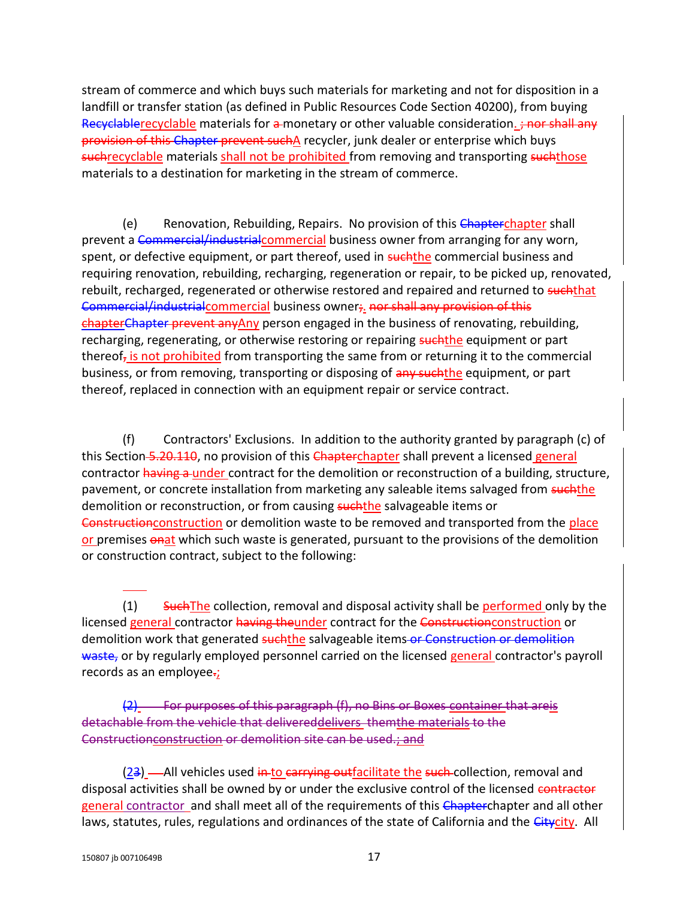stream of commerce and which buys such materials for marketing and not for disposition in a landfill or transfer station (as defined in Public Resources Code Section 40200), from buying ~~Recyclable~~recyclable materials for ~~a~~ monetary or other valuable consideration. ~~; nor shall any provision of this Chapter prevent such~~A recycler, junk dealer or enterprise which buys ~~such~~recyclable materials shall not be prohibited from removing and transporting ~~such~~those materials to a destination for marketing in the stream of commerce.

(e) Renovation, Rebuilding, Repairs. No provision of this ~~Chapter~~chapter shall prevent a ~~Commercial/industrial~~commercial business owner from arranging for any worn, spent, or defective equipment, or part thereof, used in ~~such~~the commercial business and requiring renovation, rebuilding, recharging, regeneration or repair, to be picked up, renovated, rebuilt, recharged, regenerated or otherwise restored and repaired and returned to ~~such~~that ~~Commercial/industrial~~commercial business owner~~;~~. ~~nor shall any provision of this chapterChapter prevent any~~Any person engaged in the business of renovating, rebuilding, recharging, regenerating, or otherwise restoring or repairing ~~such~~the equipment or part thereof~~,~~ is not prohibited from transporting the same from or returning it to the commercial business, or from removing, transporting or disposing of ~~any such~~the equipment, or part thereof, replaced in connection with an equipment repair or service contract.

(f) Contractors' Exclusions. In addition to the authority granted by paragraph (c) of this Section ~~5.20.110~~, no provision of this ~~Chapter~~chapter shall prevent a licensed general contractor ~~having a~~ under contract for the demolition or reconstruction of a building, structure, pavement, or concrete installation from marketing any saleable items salvaged from ~~such~~the demolition or reconstruction, or from causing ~~such~~the salvageable items or ~~Construction~~construction or demolition waste to be removed and transported from the place or premises ~~on~~at which such waste is generated, pursuant to the provisions of the demolition or construction contract, subject to the following:

(1) ~~Such~~The collection, removal and disposal activity shall be performed only by the licensed general contractor ~~having the~~under contract for the ~~Construction~~construction or demolition work that generated ~~such~~the salvageable items ~~or Construction or demolition waste,~~ or by regularly employed personnel carried on the licensed general contractor's payroll records as an employee~~.~~;

~~(2) For purposes of this paragraph (f), no Bins or Boxes container that areis detachable from the vehicle that delivereddelivers themthe materials to the Constructionconstruction or demolition site can be used.; and~~

(2~~3~~) All vehicles used ~~in~~ to ~~carrying out~~facilitate the ~~such~~ collection, removal and disposal activities shall be owned by or under the exclusive control of the licensed ~~contractor~~ general contractor and shall meet all of the requirements of this ~~Chapter~~chapter and all other laws, statutes, rules, regulations and ordinances of the state of California and the ~~City~~city. All

150807 jb 00710649B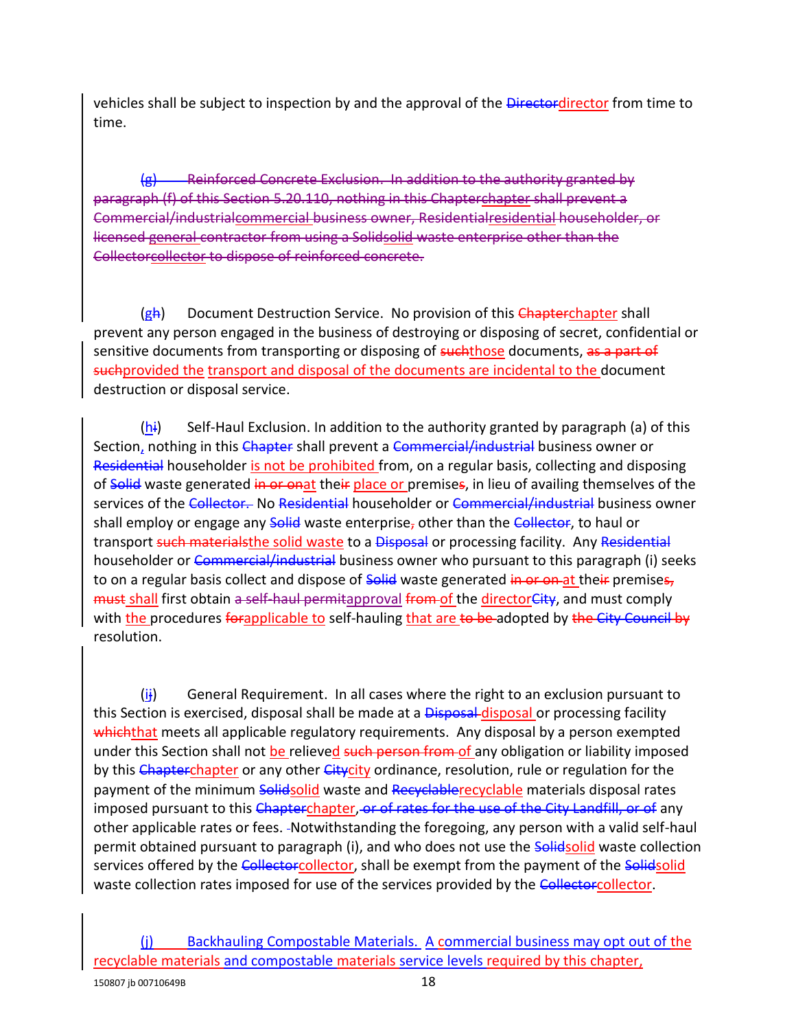vehicles shall be subject to inspection by and the approval of the ~~Director~~director from time to time.

~~(g) Reinforced Concrete Exclusion. In addition to the authority granted by paragraph (f) of this Section 5.20.110, nothing in this Chapterchapter shall prevent a Commercial/industrialcommercial business owner, Residentialresidential householder, or licensed general contractor from using a Solidsolid waste enterprise other than the Collectorcollector to dispose of reinforced concrete.~~

(g~~h~~) Document Destruction Service. No provision of this ~~Chapter~~chapter shall prevent any person engaged in the business of destroying or disposing of secret, confidential or sensitive documents from transporting or disposing of ~~such~~those documents, ~~as a part of such~~provided the transport and disposal of the documents are incidental to the document destruction or disposal service.

(h~~i~~) Self-Haul Exclusion. In addition to the authority granted by paragraph (a) of this Section, nothing in this ~~Chapter~~ shall prevent a ~~Commercial/industrial~~ business owner or ~~Residential~~ householder is not be prohibited from, on a regular basis, collecting and disposing of ~~Solid~~ waste generated ~~in or on~~at thei~~r~~ place or premise~~s~~, in lieu of availing themselves of the services of the ~~Collector.~~ No ~~Residential~~ householder or ~~Commercial/industrial~~ business owner shall employ or engage any ~~Solid~~ waste enterprise~~,~~ other than the ~~Collector~~, to haul or transport ~~such materials~~the solid waste to a ~~Disposal~~ or processing facility. Any ~~Residential~~ householder or ~~Commercial/industrial~~ business owner who pursuant to this paragraph (i) seeks to on a regular basis collect and dispose of ~~Solid~~ waste generated ~~in or on~~ at thei~~r~~ premise~~s,~~ ~~must~~ shall first obtain ~~a self-haul permit~~approval ~~from~~ of the director~~City~~, and must comply with the procedures ~~for~~applicable to self-hauling that are ~~to be~~ adopted by ~~the City Council by~~ resolution.

(i~~j~~) General Requirement. In all cases where the right to an exclusion pursuant to this Section is exercised, disposal shall be made at a ~~Disposal~~ disposal or processing facility ~~which~~that meets all applicable regulatory requirements. Any disposal by a person exempted under this Section shall not be relieved ~~such person from~~ of any obligation or liability imposed by this ~~Chapter~~chapter or any other ~~City~~city ordinance, resolution, rule or regulation for the payment of the minimum ~~Solid~~solid waste and ~~Recyclable~~recyclable materials disposal rates imposed pursuant to this ~~Chapter~~chapter, ~~or of rates for the use of the City Landfill, or of~~ any other applicable rates or fees. Notwithstanding the foregoing, any person with a valid self-haul permit obtained pursuant to paragraph (i), and who does not use the ~~Solid~~solid waste collection services offered by the ~~Collector~~collector, shall be exempt from the payment of the ~~Solid~~solid waste collection rates imposed for use of the services provided by the ~~Collector~~collector.

(j) Backhauling Compostable Materials. A commercial business may opt out of the recyclable materials and compostable materials service levels required by this chapter,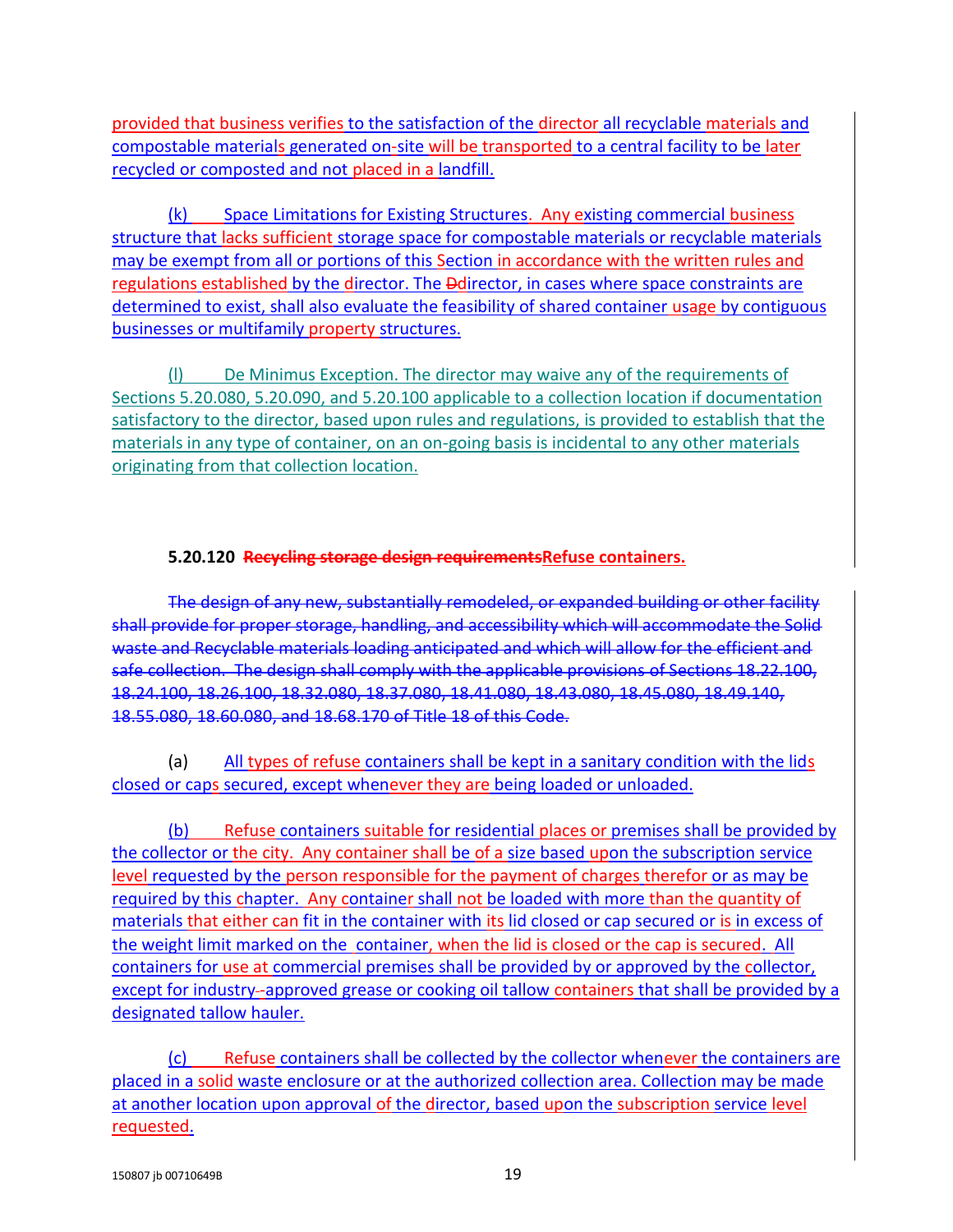provided that business verifies to the satisfaction of the director all recyclable materials and compostable materials generated on-site will be transported to a central facility to be later recycled or composted and not placed in a landfill.

(k) Space Limitations for Existing Structures. Any existing commercial business structure that lacks sufficient storage space for compostable materials or recyclable materials may be exempt from all or portions of this Section in accordance with the written rules and regulations established by the director. The ~~D~~director, in cases where space constraints are determined to exist, shall also evaluate the feasibility of shared container usage by contiguous businesses or multifamily property structures.

(l) De Minimus Exception. The director may waive any of the requirements of Sections 5.20.080, 5.20.090, and 5.20.100 applicable to a collection location if documentation satisfactory to the director, based upon rules and regulations, is provided to establish that the materials in any type of container, on an on-going basis is incidental to any other materials originating from that collection location.

**5.20.120 ~~Recycling storage design requirements~~Refuse containers.**

~~The design of any new, substantially remodeled, or expanded building or other facility shall provide for proper storage, handling, and accessibility which will accommodate the Solid waste and Recyclable materials loading anticipated and which will allow for the efficient and safe collection. The design shall comply with the applicable provisions of Sections 18.22.100, 18.24.100, 18.26.100, 18.32.080, 18.37.080, 18.41.080, 18.43.080, 18.45.080, 18.49.140, 18.55.080, 18.60.080, and 18.68.170 of Title 18 of this Code.~~

(a) All types of refuse containers shall be kept in a sanitary condition with the lids closed or caps secured, except whenever they are being loaded or unloaded.

(b) Refuse containers suitable for residential places or premises shall be provided by the collector or the city. Any container shall be of a size based upon the subscription service level requested by the person responsible for the payment of charges therefor or as may be required by this chapter. Any container shall not be loaded with more than the quantity of materials that either can fit in the container with its lid closed or cap secured or is in excess of the weight limit marked on the container, when the lid is closed or the cap is secured. All containers for use at commercial premises shall be provided by or approved by the collector, except for industry-approved grease or cooking oil tallow containers that shall be provided by a designated tallow hauler.

(c) Refuse containers shall be collected by the collector whenever the containers are placed in a solid waste enclosure or at the authorized collection area. Collection may be made at another location upon approval of the director, based upon the subscription service level requested.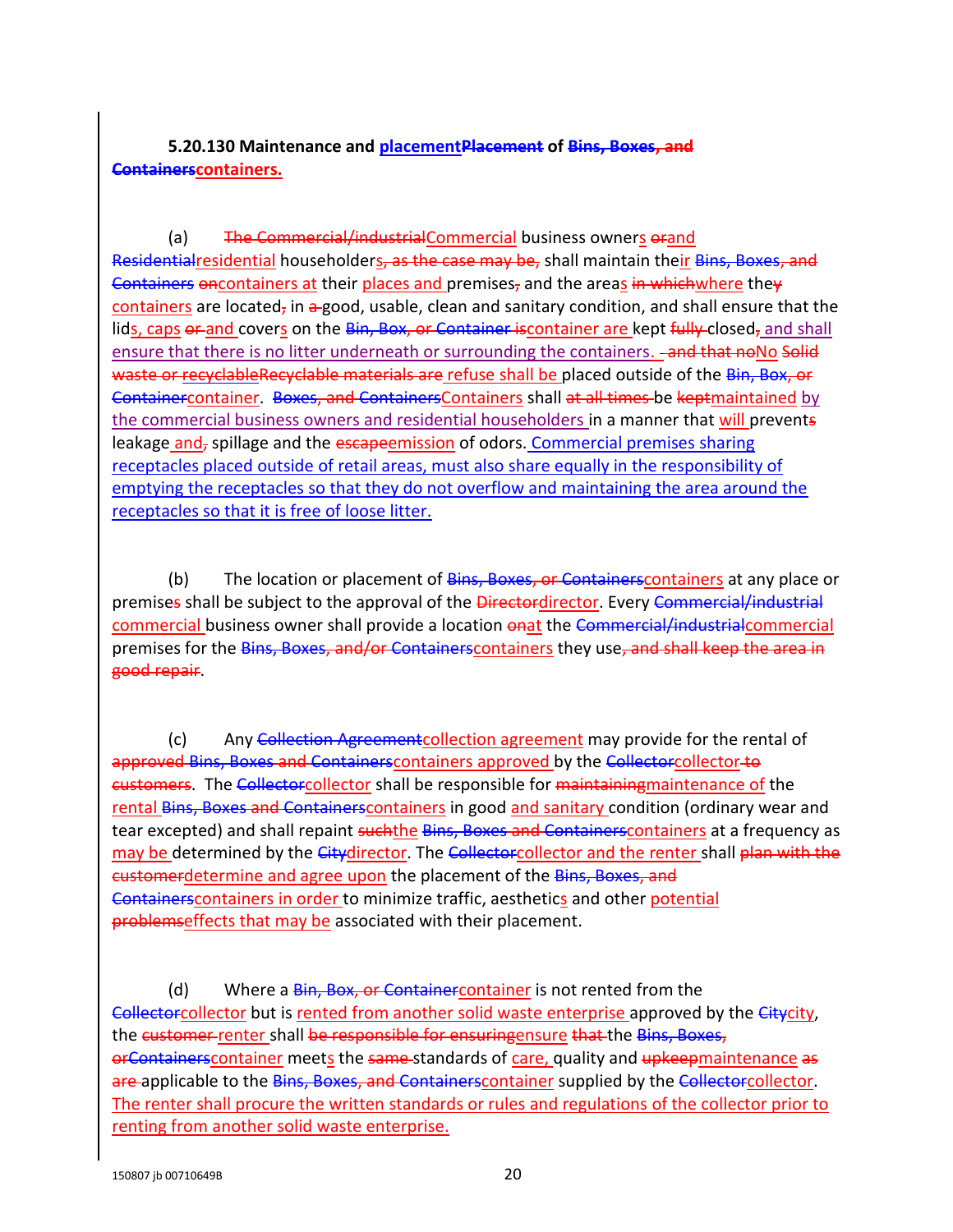**5.20.130 Maintenance and placement~~Placement~~ of ~~Bins, Boxes, and Containers~~containers.**

(a) ~~The Commercial/industrial~~Commercial business owners ~~or~~and ~~Residential~~residential householders~~, as the case may be,~~ shall maintain their ~~Bins, Boxes, and Containers~~ ~~on~~containers at their places and premises~~,~~ and the areas ~~in which~~where the~~y~~ containers are located~~,~~ in ~~a~~ good, usable, clean and sanitary condition, and shall ensure that the lids, caps ~~or~~ and covers on the ~~Bin, Box, or Container is~~container are kept ~~fully~~ closed~~,~~ and shall ensure that there is no litter underneath or surrounding the containers. ~~and that no~~No ~~Solid waste or recyclable~~~~Recyclable materials are~~ refuse shall be placed outside of the ~~Bin, Box, or Container~~container. ~~Boxes, and Containers~~Containers shall ~~at all times~~ be ~~kept~~maintained by the commercial business owners and residential householders in a manner that will prevent~~s~~ leakage and~~,~~ spillage and the ~~escape~~emission of odors. Commercial premises sharing receptacles placed outside of retail areas, must also share equally in the responsibility of emptying the receptacles so that they do not overflow and maintaining the area around the receptacles so that it is free of loose litter.

(b) The location or placement of ~~Bins, Boxes, or Containers~~containers at any place or premise~~s~~ shall be subject to the approval of the ~~Director~~director. Every ~~Commercial/industrial~~ commercial business owner shall provide a location ~~on~~at the ~~Commercial/industrial~~commercial premises for the ~~Bins, Boxes, and/or Containers~~containers they use~~, and shall keep the area in good repair~~.

(c) Any ~~Collection Agreement~~collection agreement may provide for the rental of ~~approved Bins, Boxes and Containers~~containers approved by the ~~Collector~~collector ~~to customers~~. The ~~Collector~~collector shall be responsible for ~~maintaining~~maintenance of the rental ~~Bins, Boxes and Containers~~containers in good and sanitary condition (ordinary wear and tear excepted) and shall repaint ~~such~~the ~~Bins, Boxes and Containers~~containers at a frequency as may be determined by the ~~City~~director. The ~~Collector~~collector and the renter shall ~~plan with the customer~~determine and agree upon the placement of the ~~Bins, Boxes, and Containers~~containers in order to minimize traffic, aesthetics and other potential ~~problems~~effects that may be associated with their placement.

(d) Where a ~~Bin, Box, or Container~~container is not rented from the ~~Collector~~collector but is rented from another solid waste enterprise approved by the ~~City~~city, the ~~customer~~ renter shall ~~be responsible for ensuring~~ensure ~~that~~ the ~~Bins, Boxes, or Containers~~container meets the ~~same~~ standards of care, quality and ~~upkeep~~maintenance ~~as are~~ applicable to the ~~Bins, Boxes, and Containers~~container supplied by the ~~Collector~~collector. The renter shall procure the written standards or rules and regulations of the collector prior to renting from another solid waste enterprise.

150807 jb 00710649B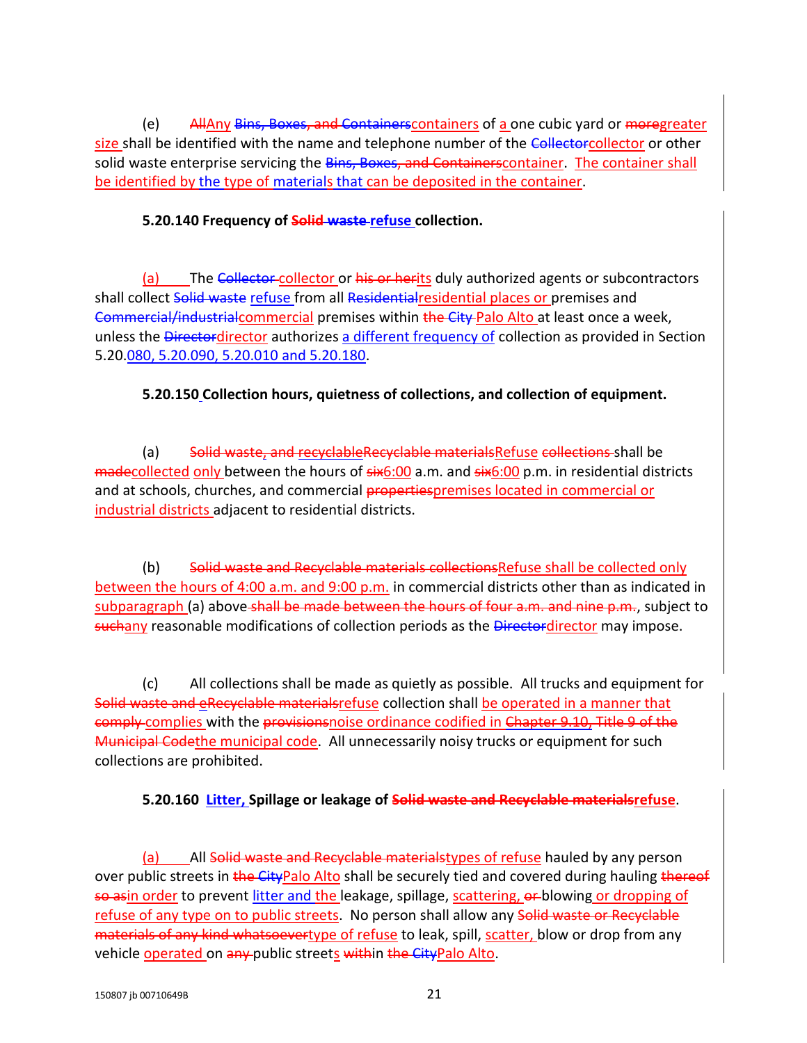(e) ~~All~~Any ~~Bins, Boxes, and Containers~~containers of a one cubic yard or ~~more~~greater size shall be identified with the name and telephone number of the ~~Collector~~collector or other solid waste enterprise servicing the ~~Bins, Boxes, and Containers~~container. The container shall be identified by the type of materials that can be deposited in the container.

**5.20.140 Frequency of ~~Solid waste~~ refuse collection.**

(a) The ~~Collector~~ collector or ~~his or her~~its duly authorized agents or subcontractors shall collect ~~Solid waste~~ refuse from all ~~Residential~~residential places or premises and ~~Commercial/industrial~~commercial premises within ~~the City~~ Palo Alto at least once a week, unless the ~~Director~~director authorizes a different frequency of collection as provided in Section 5.20.080, 5.20.090, 5.20.010 and 5.20.180.

**5.20.150 Collection hours, quietness of collections, and collection of equipment.**

(a) ~~Solid waste, and recyclableRecyclable materials~~Refuse ~~collections~~ shall be ~~made~~collected only between the hours of ~~six~~6:00 a.m. and ~~six~~6:00 p.m. in residential districts and at schools, churches, and commercial ~~properties~~premises located in commercial or industrial districts adjacent to residential districts.

(b) ~~Solid waste and Recyclable materials collections~~Refuse shall be collected only between the hours of 4:00 a.m. and 9:00 p.m. in commercial districts other than as indicated in subparagraph (a) above ~~shall be made between the hours of four a.m. and nine p.m.~~, subject to ~~such~~any reasonable modifications of collection periods as the ~~Director~~director may impose.

(c) All collections shall be made as quietly as possible. All trucks and equipment for ~~Solid waste and eRecyclable materials~~refuse collection shall be operated in a manner that ~~comply~~ complies with the ~~provisions~~noise ordinance codified in ~~Chapter 9.10, Title 9 of the Municipal Code~~the municipal code. All unnecessarily noisy trucks or equipment for such collections are prohibited.

**5.20.160 Litter, Spillage or leakage of ~~Solid waste and Recyclable materials~~refuse.**

(a) All ~~Solid waste and Recyclable materials~~types of refuse hauled by any person over public streets in ~~the City~~Palo Alto shall be securely tied and covered during hauling ~~thereof so as~~in order to prevent litter and the leakage, spillage, scattering, ~~or~~ blowing or dropping of refuse of any type on to public streets. No person shall allow any ~~Solid waste or Recyclable materials of any kind whatsoever~~type of refuse to leak, spill, scatter, blow or drop from any vehicle operated on ~~any~~ public streets ~~with~~in ~~the City~~Palo Alto.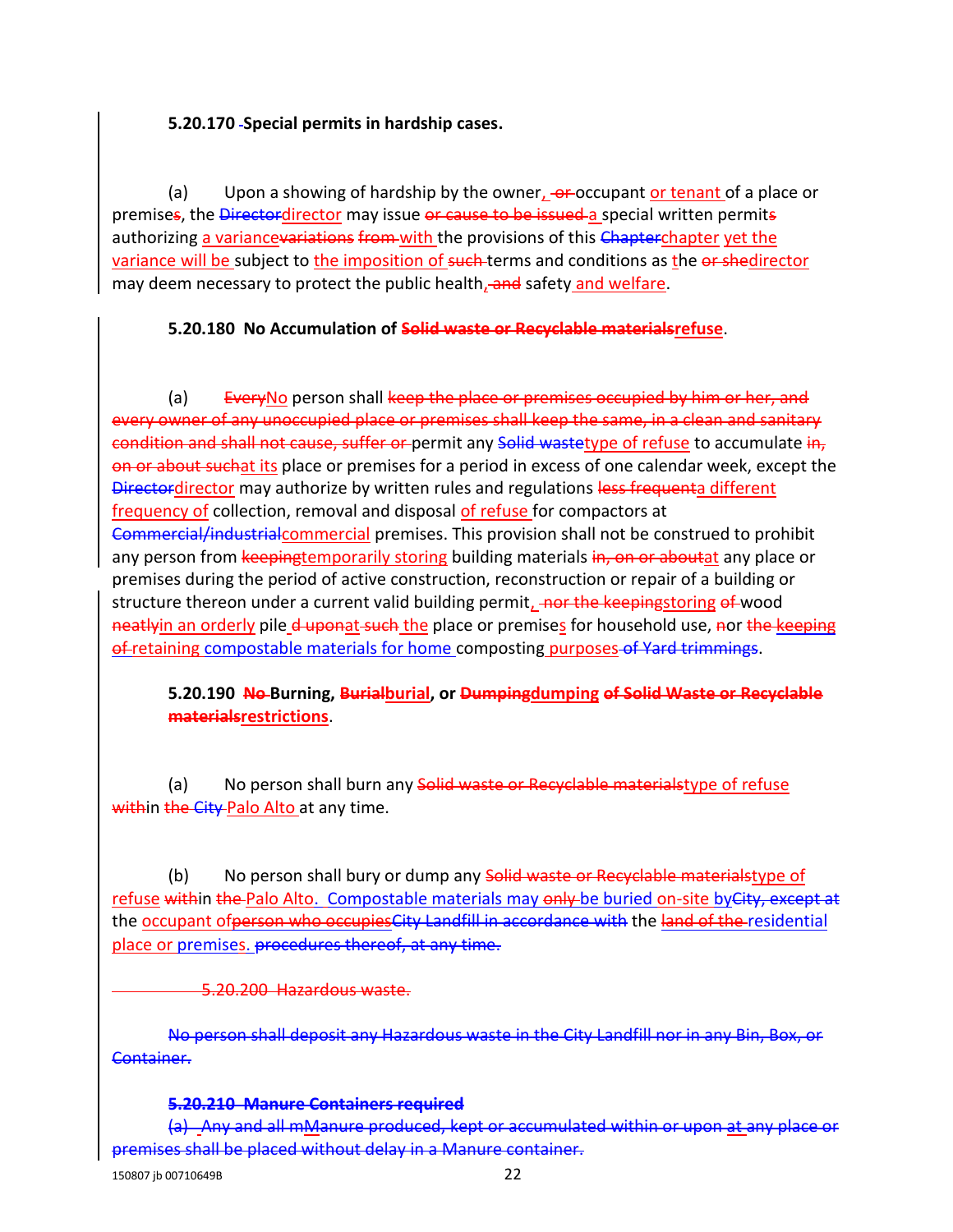**5.20.170 -Special permits in hardship cases.**

(a) Upon a showing of hardship by the owner, -or occupant or tenant of a place or premises, the Directordirector may issue or cause to be issued a special written permits authorizing a variancevariations from with the provisions of this Chapterchapter yet the variance will be subject to the imposition of such terms and conditions as the or shedirector may deem necessary to protect the public health, and safety and welfare.

**5.20.180 No Accumulation of Solid waste or Recyclable materialsrefuse.**

(a) EveryNo person shall keep the place or premises occupied by him or her, and every owner of any unoccupied place or premises shall keep the same, in a clean and sanitary condition and shall not cause, suffer or permit any Solid wastetype of refuse to accumulate in, on or about suchat its place or premises for a period in excess of one calendar week, except the Directordirector may authorize by written rules and regulations less frequenta different frequency of collection, removal and disposal of refuse for compactors at Commercial/industrialcommercial premises. This provision shall not be construed to prohibit any person from keepingtemporarily storing building materials in, on or aboutat any place or premises during the period of active construction, reconstruction or repair of a building or structure thereon under a current valid building permit, -nor the keepingstoring of wood neatlyin an orderly pile d uponat such the place or premises for household use, nor the keeping of retaining compostable materials for home composting purposes of Yard trimmings.

**5.20.190 No Burning, Burialburial, or Dumpingdumping of Solid Waste or Recyclable materialsrestrictions.**

(a) No person shall burn any Solid waste or Recyclable materialstype of refuse within the City Palo Alto at any time.

(b) No person shall bury or dump any Solid waste or Recyclable materialstype of refuse within the Palo Alto. Compostable materials may only be buried on-site byCity, except at the occupant ofperson who occupiesCity Landfill in accordance with the land of the residential place or premises. procedures thereof, at any time.

5.20.200 Hazardous waste.

No person shall deposit any Hazardous waste in the City Landfill nor in any Bin, Box, or Container.

**5.20.210 Manure Containers required**

(a) Any and all mManure produced, kept or accumulated within or upon at any place or premises shall be placed without delay in a Manure container.

150807 jb 00710649B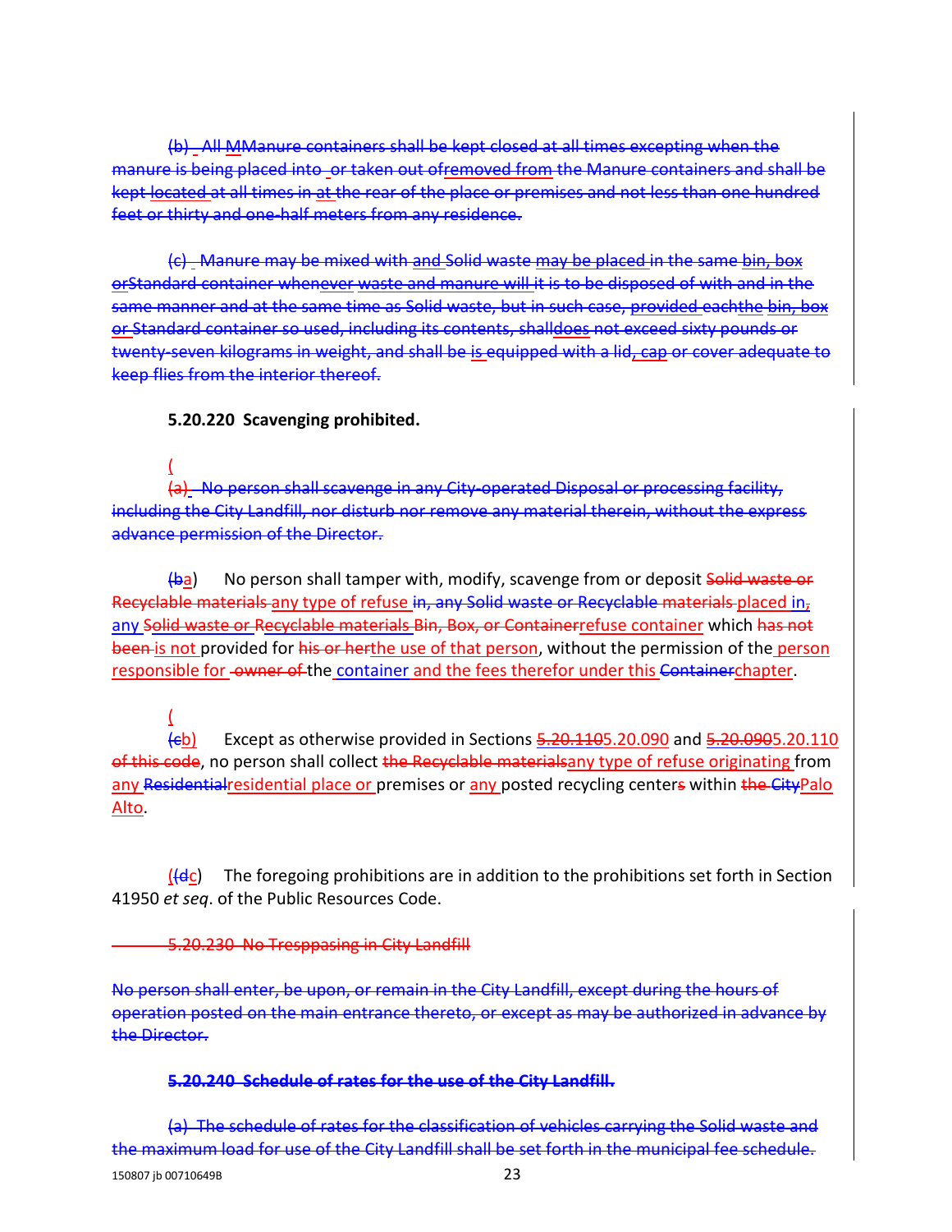(b) All MManure containers shall be kept closed at all times excepting when the manure is being placed into or taken out ofremoved from the Manure containers and shall be kept located at all times in at the rear of the place or premises and not less than one hundred feet or thirty and one-half meters from any residence.

(c) Manure may be mixed with and Solid waste may be placed in the same bin, box orStandard container whenever waste and manure will it is to be disposed of with and in the same manner and at the same time as Solid waste, but in such case, provided eachthe bin, box or Standard container so used, including its contents, shalldoes not exceed sixty pounds or twenty-seven kilograms in weight, and shall be is equipped with a lid, cap or cover adequate to keep flies from the interior thereof.

**5.20.220 Scavenging prohibited.**

(
(a) No person shall scavenge in any City-operated Disposal or processing facility, including the City Landfill, nor disturb nor remove any material therein, without the express advance permission of the Director.

(ba) No person shall tamper with, modify, scavenge from or deposit Solid waste or Recyclable materials any type of refuse in, any Solid waste or Recyclable materials placed in, any Solid waste or Recyclable materials Bin, Box, or Containerrefuse container which has not been is not provided for his or herthe use of that person, without the permission of the person responsible for owner of the container and the fees therefor under this Containerchapter.

(
(cb) Except as otherwise provided in Sections 5.20.1105.20.090 and 5.20.0905.20.110 of this code, no person shall collect the Recyclable materialsany type of refuse originating from any Residentialresidential place or premises or any posted recycling centers within the CityPalo Alto.

((dc) The foregoing prohibitions are in addition to the prohibitions set forth in Section 41950 *et seq*. of the Public Resources Code.

5.20.230 No Tresppasing in City Landfill

No person shall enter, be upon, or remain in the City Landfill, except during the hours of operation posted on the main entrance thereto, or except as may be authorized in advance by the Director.

**5.20.240 Schedule of rates for the use of the City Landfill.**

(a) The schedule of rates for the classification of vehicles carrying the Solid waste and the maximum load for use of the City Landfill shall be set forth in the municipal fee schedule.

150807 jb 00710649B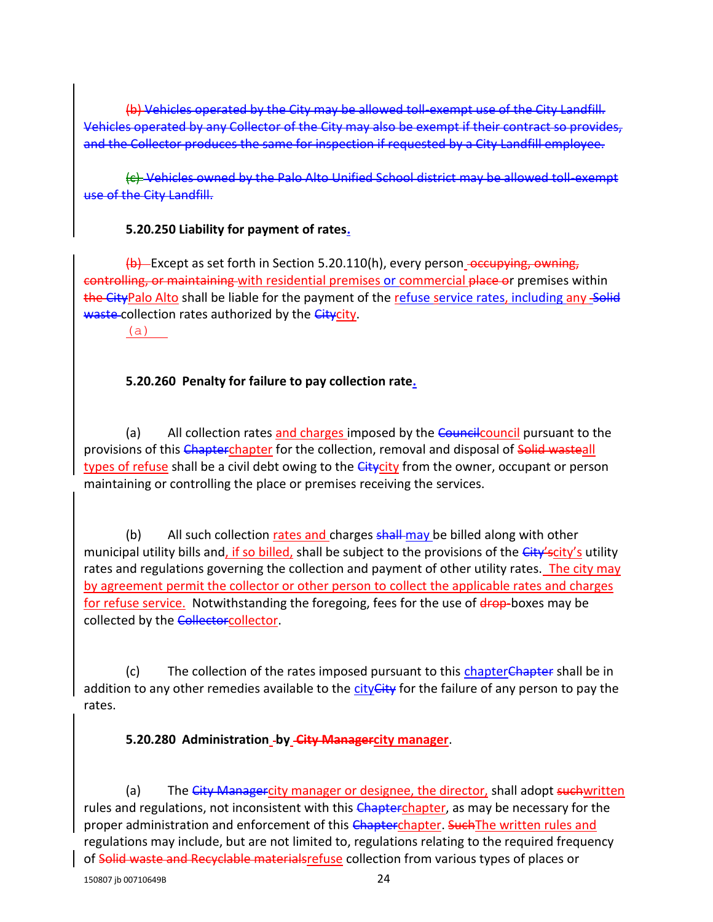(b) Vehicles operated by the City may be allowed toll-exempt use of the City Landfill. Vehicles operated by any Collector of the City may also be exempt if their contract so provides, and the Collector produces the same for inspection if requested by a City Landfill employee.

(c) Vehicles owned by the Palo Alto Unified School district may be allowed toll-exempt use of the City Landfill.

**5.20.250 Liability for payment of rates.**

(b) Except as set forth in Section 5.20.110(h), every person occupying, owning, controlling, or maintaining with residential premises or commercial place or premises within the CityPalo Alto shall be liable for the payment of the refuse service rates, including any Solid waste collection rates authorized by the Citycity.

(a)

**5.20.260 Penalty for failure to pay collection rate.**

(a) All collection rates and charges imposed by the Councilcouncil pursuant to the provisions of this Chapterchapter for the collection, removal and disposal of Solid wasteall types of refuse shall be a civil debt owing to the Citycity from the owner, occupant or person maintaining or controlling the place or premises receiving the services.

(b) All such collection rates and charges shall may be billed along with other municipal utility bills and, if so billed, shall be subject to the provisions of the City'scity's utility rates and regulations governing the collection and payment of other utility rates. The city may by agreement permit the collector or other person to collect the applicable rates and charges for refuse service. Notwithstanding the foregoing, fees for the use of drop-boxes may be collected by the Collectorcollector.

(c) The collection of the rates imposed pursuant to this chapterChapter shall be in addition to any other remedies available to the cityCity for the failure of any person to pay the rates.

**5.20.280 Administration by City Managercity manager.**

(a) The City Managercity manager or designee, the director, shall adopt suchwritten rules and regulations, not inconsistent with this Chapterchapter, as may be necessary for the proper administration and enforcement of this Chapterchapter. SuchThe written rules and regulations may include, but are not limited to, regulations relating to the required frequency of Solid waste and Recyclable materialsrefuse collection from various types of places or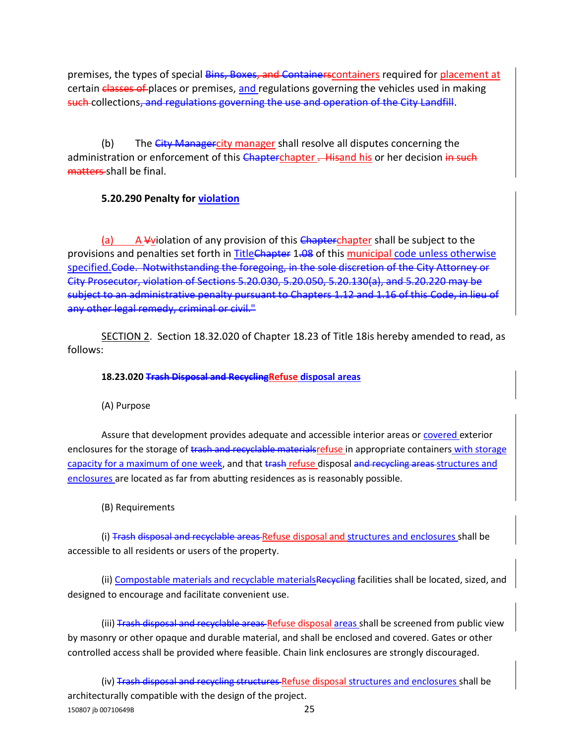premises, the types of special ~~Bins, Boxes, and Containers~~containers required for placement at certain ~~classes of~~ places or premises, and regulations governing the vehicles used in making ~~such~~ collections~~, and regulations governing the use and operation of the City Landfill~~.

(b) The ~~City Manager~~city manager shall resolve all disputes concerning the administration or enforcement of this ~~Chapter~~chapter ~~. His~~and his or her decision ~~in such matters~~ shall be final.

**5.20.290 Penalty for violation**

(a) A ~~V~~violation of any provision of this ~~Chapter~~chapter shall be subject to the provisions and penalties set forth in Title~~Chapter~~ 1~~.08~~ of this municipal code unless otherwise specified.~~Code. Notwithstanding the foregoing, in the sole discretion of the City Attorney or City Prosecutor, violation of Sections 5.20.030, 5.20.050, 5.20.130(a), and 5.20.220 may be subject to an administrative penalty pursuant to Chapters 1.12 and 1.16 of this Code, in lieu of any other legal remedy, criminal or civil."~~

SECTION 2. Section 18.32.020 of Chapter 18.23 of Title 18is hereby amended to read, as follows:

**18.23.020 ~~Trash Disposal and Recycling~~Refuse disposal areas**

(A) Purpose

Assure that development provides adequate and accessible interior areas or covered exterior enclosures for the storage of ~~trash and recyclable materials~~refuse in appropriate containers with storage capacity for a maximum of one week, and that ~~trash~~ refuse disposal ~~and recycling areas~~ structures and enclosures are located as far from abutting residences as is reasonably possible.

(B) Requirements

(i) ~~Trash disposal and recyclable areas~~ Refuse disposal and structures and enclosures shall be accessible to all residents or users of the property.

(ii) Compostable materials and recyclable materials~~Recycling~~ facilities shall be located, sized, and designed to encourage and facilitate convenient use.

(iii) ~~Trash disposal and recyclable areas~~ Refuse disposal areas shall be screened from public view by masonry or other opaque and durable material, and shall be enclosed and covered. Gates or other controlled access shall be provided where feasible. Chain link enclosures are strongly discouraged.

(iv) ~~Trash disposal and recycling structures~~ Refuse disposal structures and enclosures shall be architecturally compatible with the design of the project.

150807 jb 00710649B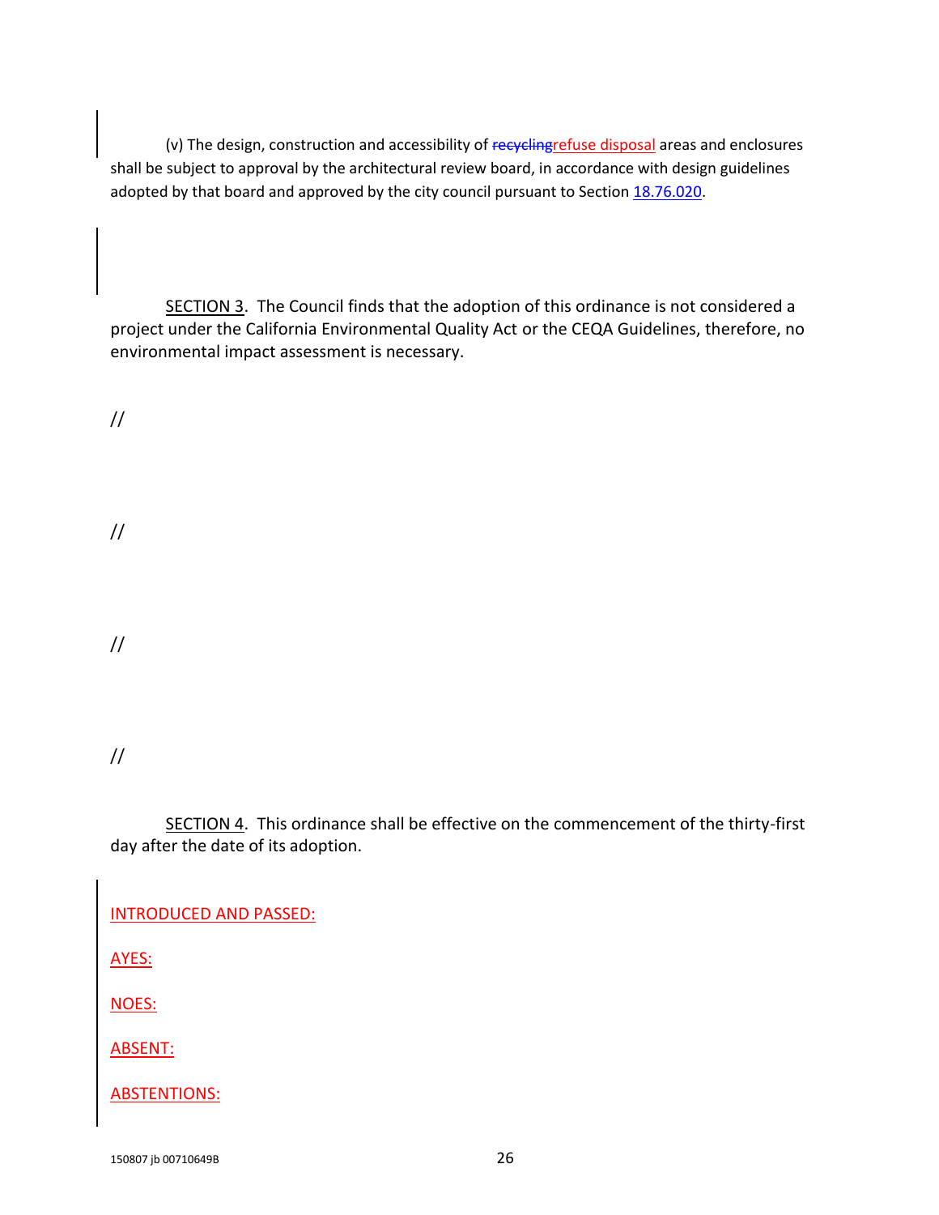(v) The design, construction and accessibility of ~~recycling~~refuse disposal areas and enclosures shall be subject to approval by the architectural review board, in accordance with design guidelines adopted by that board and approved by the city council pursuant to Section [18.76.020](18.76.020).

SECTION 3. The Council finds that the adoption of this ordinance is not considered a project under the California Environmental Quality Act or the CEQA Guidelines, therefore, no environmental impact assessment is necessary.

//

//

//

//

SECTION 4. This ordinance shall be effective on the commencement of the thirty-first day after the date of its adoption.

INTRODUCED AND PASSED:

AYES:

NOES:

ABSENT:

ABSTENTIONS:

150807 jb 00710649B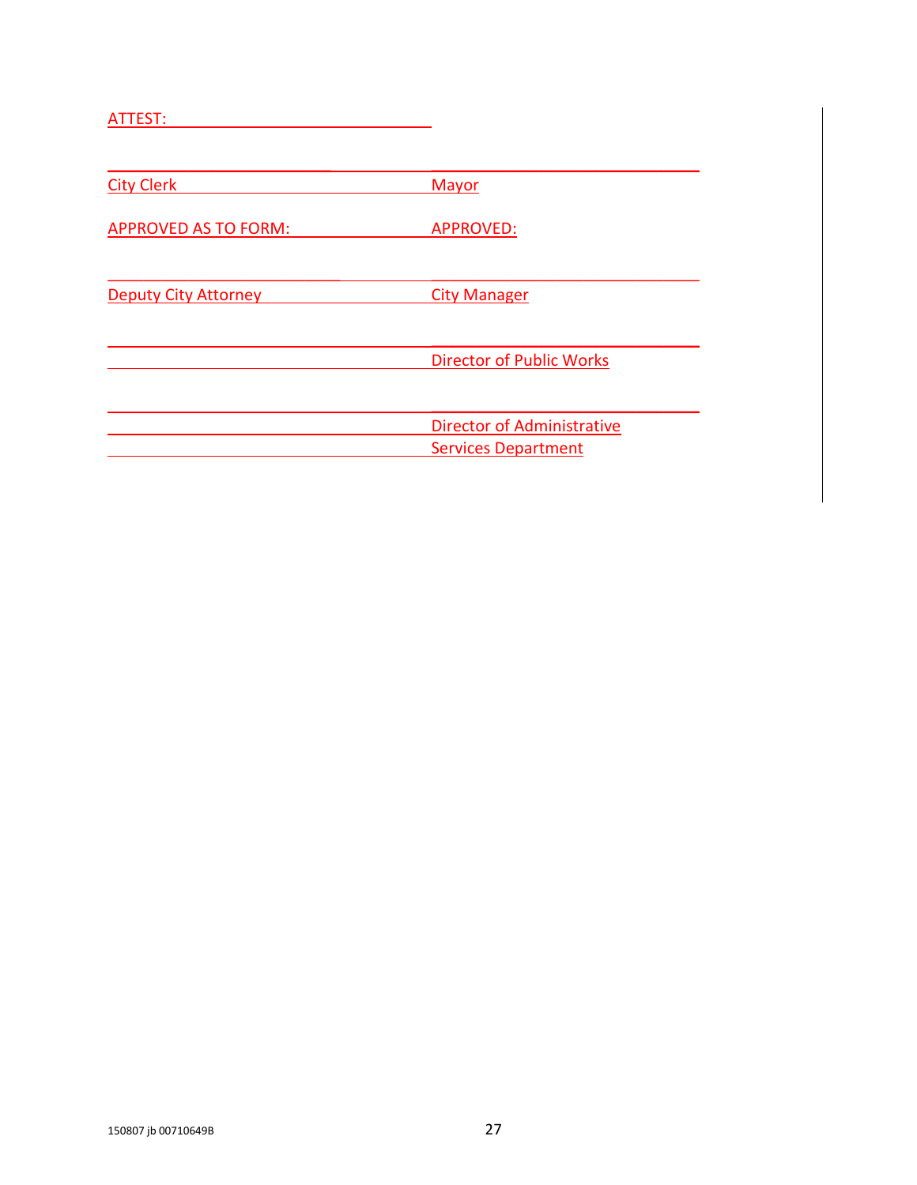ATTEST:

_______________________________ _______________________________

City Clerk Mayor

APPROVED AS TO FORM: APPROVED:

_______________________________ _______________________________

Deputy City Attorney City Manager

_______________________________

Director of Public Works

_______________________________

Director of Administrative Services Department

150807 jb 00710649B